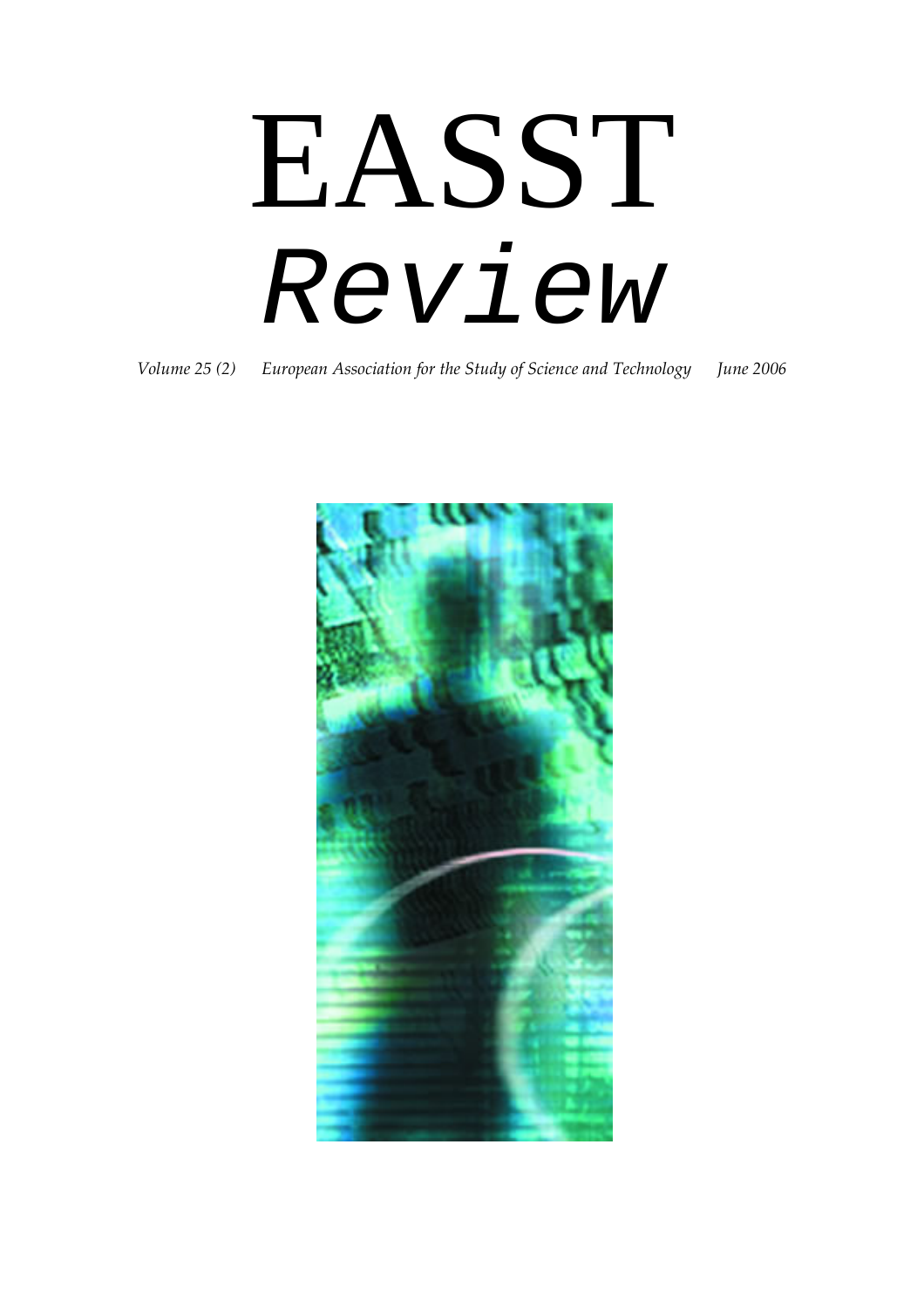# EASST

# *Review*

*Volume 25 (2)* *European Association for the Study of Science and Technology* *June 2006*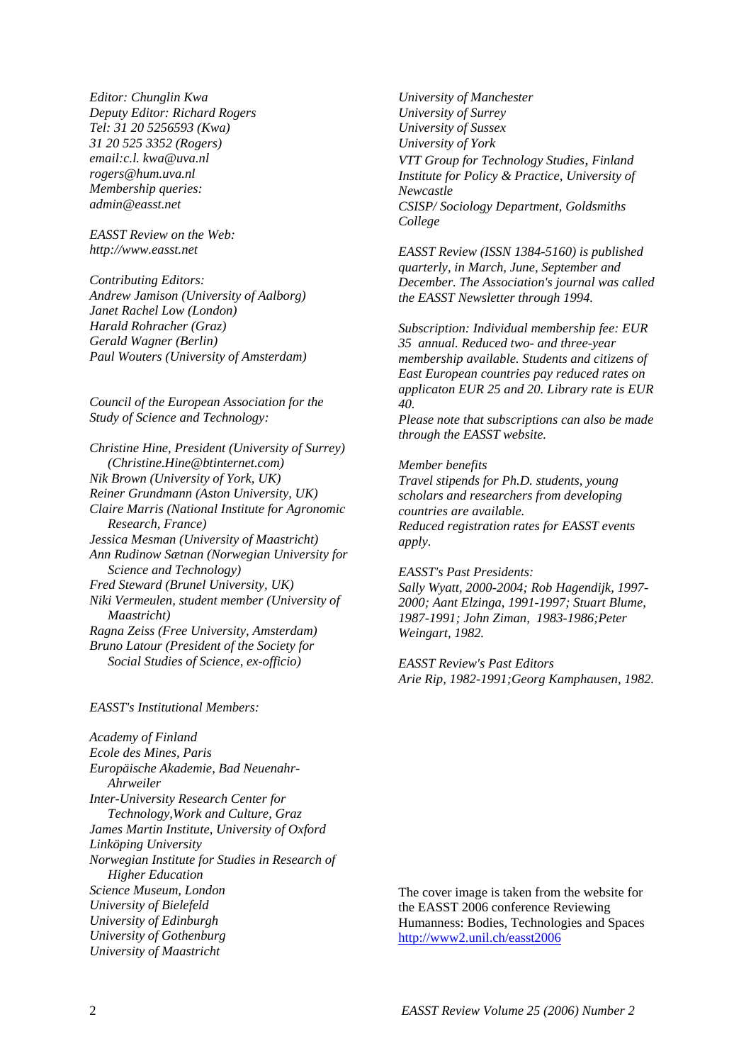*Editor: Chunglin Kwa*
*Deputy Editor: Richard Rogers*
*Tel: 31 20 5256593 (Kwa)*
*31 20 525 3352 (Rogers)*
*email:c.l. kwa@uva.nl*
*rogers@hum.uva.nl*
*Membership queries:*
*admin@easst.net*

*EASST Review on the Web:*
*http://www.easst.net*

*Contributing Editors:*
*Andrew Jamison (University of Aalborg)*
*Janet Rachel Low (London)*
*Harald Rohracher (Graz)*
*Gerald Wagner (Berlin)*
*Paul Wouters (University of Amsterdam)*

*Council of the European Association for the Study of Science and Technology:*

*Christine Hine, President (University of Surrey) (Christine.Hine@btinternet.com)*
*Nik Brown (University of York, UK)*
*Reiner Grundmann (Aston University, UK)*
*Claire Marris (National Institute for Agronomic Research, France)*
*Jessica Mesman (University of Maastricht)*
*Ann Rudinow Sætnan (Norwegian University for Science and Technology)*
*Fred Steward (Brunel University, UK)*
*Niki Vermeulen, student member (University of Maastricht)*
*Ragna Zeiss (Free University, Amsterdam)*
*Bruno Latour (President of the Society for Social Studies of Science, ex-officio)*

*EASST's Institutional Members:*

*Academy of Finland*
*Ecole des Mines, Paris*
*Europäische Akademie, Bad Neuenahr-Ahrweiler*
*Inter-University Research Center for Technology,Work and Culture, Graz*
*James Martin Institute, University of Oxford*
*Linköping University*
*Norwegian Institute for Studies in Research of Higher Education*
*Science Museum, London*
*University of Bielefeld*
*University of Edinburgh*
*University of Gothenburg*
*University of Maastricht*
*University of Manchester*
*University of Surrey*
*University of Sussex*
*University of York*
*VTT Group for Technology Studies, Finland*
*Institute for Policy & Practice, University of Newcastle*
*CSISP/ Sociology Department, Goldsmiths College*

*EASST Review (ISSN 1384-5160) is published quarterly, in March, June, September and December. The Association's journal was called the EASST Newsletter through 1994.*

*Subscription: Individual membership fee: EUR 35 annual. Reduced two- and three-year membership available. Students and citizens of East European countries pay reduced rates on applicaton EUR 25 and 20. Library rate is EUR 40.*
*Please note that subscriptions can also be made through the EASST website.*

*Member benefits*
*Travel stipends for Ph.D. students, young scholars and researchers from developing countries are available.*
*Reduced registration rates for EASST events apply.*

*EASST's Past Presidents:*
*Sally Wyatt, 2000-2004; Rob Hagendijk, 1997-2000; Aant Elzinga, 1991-1997; Stuart Blume, 1987-1991; John Ziman, 1983-1986;Peter Weingart, 1982.*

*EASST Review's Past Editors*
*Arie Rip, 1982-1991;Georg Kamphausen, 1982.*

The cover image is taken from the website for the EASST 2006 conference Reviewing Humanness: Bodies, Technologies and Spaces http://www2.unil.ch/easst2006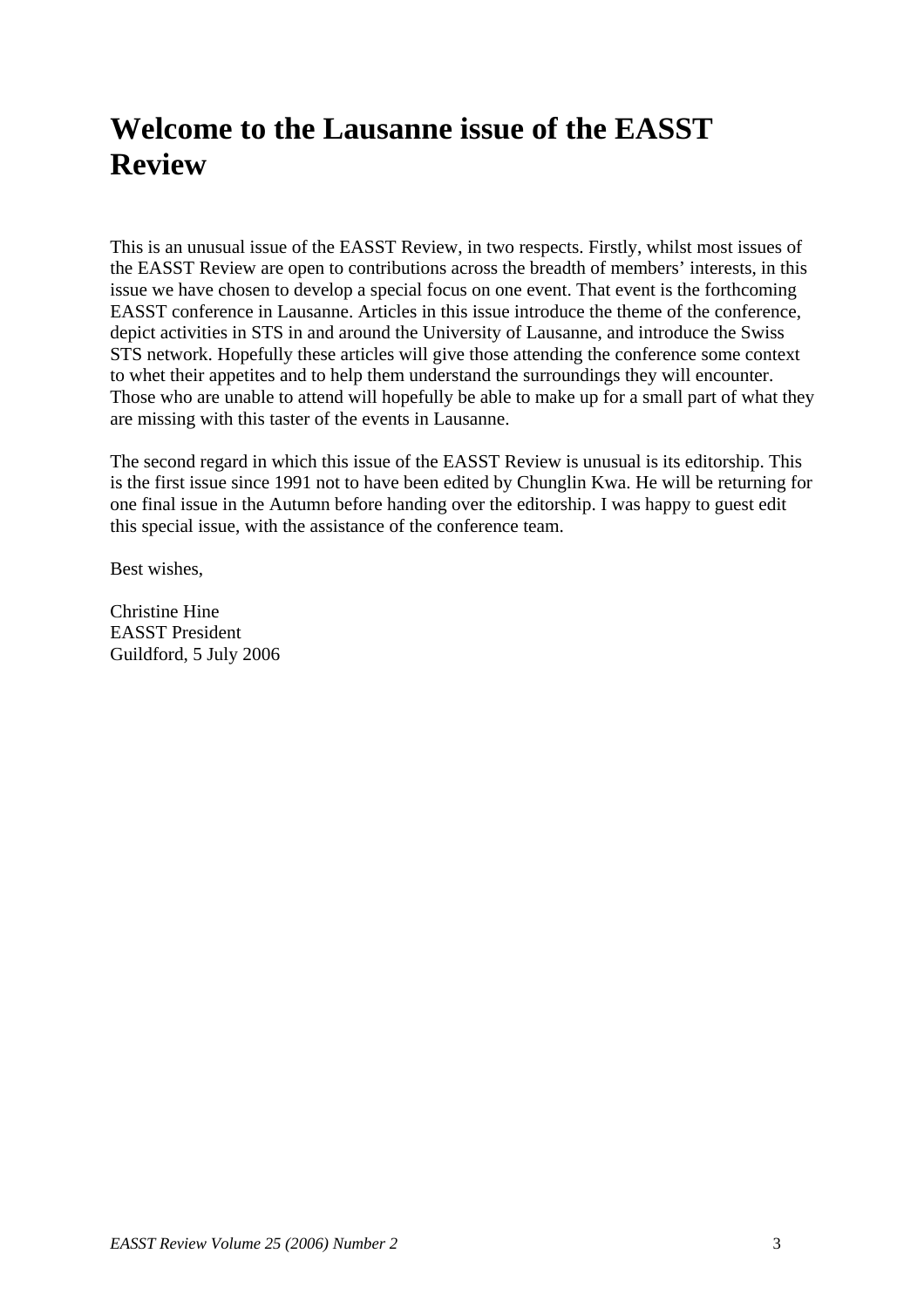# Welcome to the Lausanne issue of the EASST Review

This is an unusual issue of the EASST Review, in two respects. Firstly, whilst most issues of the EASST Review are open to contributions across the breadth of members' interests, in this issue we have chosen to develop a special focus on one event. That event is the forthcoming EASST conference in Lausanne. Articles in this issue introduce the theme of the conference, depict activities in STS in and around the University of Lausanne, and introduce the Swiss STS network. Hopefully these articles will give those attending the conference some context to whet their appetites and to help them understand the surroundings they will encounter. Those who are unable to attend will hopefully be able to make up for a small part of what they are missing with this taster of the events in Lausanne.

The second regard in which this issue of the EASST Review is unusual is its editorship. This is the first issue since 1991 not to have been edited by Chunglin Kwa. He will be returning for one final issue in the Autumn before handing over the editorship. I was happy to guest edit this special issue, with the assistance of the conference team.

Best wishes,

Christine Hine  
EASST President  
Guildford, 5 July 2006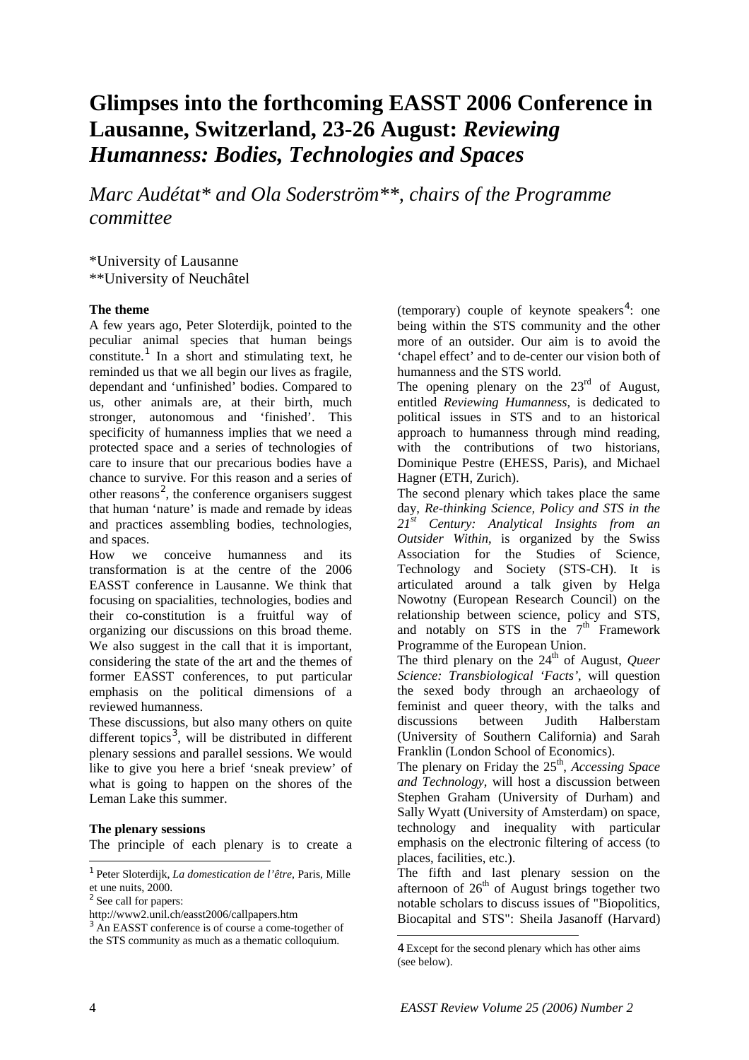# Glimpses into the forthcoming EASST 2006 Conference in Lausanne, Switzerland, 23-26 August: *Reviewing Humanness: Bodies, Technologies and Spaces*

*Marc Audétat\* and Ola Soderström\*\*, chairs of the Programme committee*

\*University of Lausanne
\*\*University of Neuchâtel

**The theme**

A few years ago, Peter Sloterdijk, pointed to the peculiar animal species that human beings constitute.[1] In a short and stimulating text, he reminded us that we all begin our lives as fragile, dependant and 'unfinished' bodies. Compared to us, other animals are, at their birth, much stronger, autonomous and 'finished'. This specificity of humanness implies that we need a protected space and a series of technologies of care to insure that our precarious bodies have a chance to survive. For this reason and a series of other reasons[2], the conference organisers suggest that human 'nature' is made and remade by ideas and practices assembling bodies, technologies, and spaces.

How we conceive humanness and its transformation is at the centre of the 2006 EASST conference in Lausanne. We think that focusing on spacialities, technologies, bodies and their co-constitution is a fruitful way of organizing our discussions on this broad theme. We also suggest in the call that it is important, considering the state of the art and the themes of former EASST conferences, to put particular emphasis on the political dimensions of a reviewed humanness.

These discussions, but also many others on quite different topics[3], will be distributed in different plenary sessions and parallel sessions. We would like to give you here a brief 'sneak preview' of what is going to happen on the shores of the Leman Lake this summer.

**The plenary sessions**

The principle of each plenary is to create a (temporary) couple of keynote speakers[4]: one being within the STS community and the other more of an outsider. Our aim is to avoid the 'chapel effect' and to de-center our vision both of humanness and the STS world.

The opening plenary on the 23rd of August, entitled *Reviewing Humanness*, is dedicated to political issues in STS and to an historical approach to humanness through mind reading, with the contributions of two historians, Dominique Pestre (EHESS, Paris), and Michael Hagner (ETH, Zurich).

The second plenary which takes place the same day, *Re-thinking Science, Policy and STS in the 21st Century: Analytical Insights from an Outsider Within*, is organized by the Swiss Association for the Studies of Science, Technology and Society (STS-CH). It is articulated around a talk given by Helga Nowotny (European Research Council) on the relationship between science, policy and STS, and notably on STS in the 7th Framework Programme of the European Union.

The third plenary on the 24th of August, *Queer Science: Transbiological 'Facts'*, will question the sexed body through an archaeology of feminist and queer theory, with the talks and discussions between Judith Halberstam (University of Southern California) and Sarah Franklin (London School of Economics).

The plenary on Friday the 25th, *Accessing Space and Technology*, will host a discussion between Stephen Graham (University of Durham) and Sally Wyatt (University of Amsterdam) on space, technology and inequality with particular emphasis on the electronic filtering of access (to places, facilities, etc.).

The fifth and last plenary session on the afternoon of 26th of August brings together two notable scholars to discuss issues of "Biopolitics, Biocapital and STS": Sheila Jasanoff (Harvard)

---

[1] Peter Sloterdijk, *La domestication de l'être*, Paris, Mille et une nuits, 2000.

[2] See call for papers: http://www2.unil.ch/easst2006/callpapers.htm

[3] An EASST conference is of course a come-together of the STS community as much as a thematic colloquium.

[4] Except for the second plenary which has other aims (see below).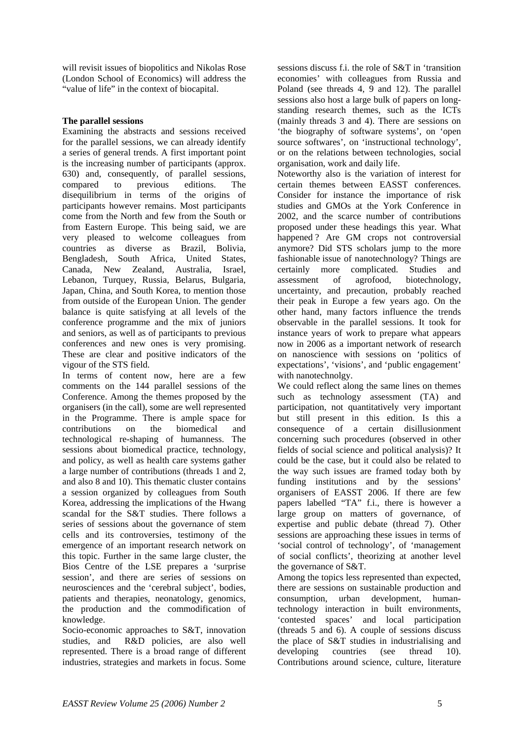will revisit issues of biopolitics and Nikolas Rose (London School of Economics) will address the "value of life" in the context of biocapital.

**The parallel sessions**

Examining the abstracts and sessions received for the parallel sessions, we can already identify a series of general trends. A first important point is the increasing number of participants (approx. 630) and, consequently, of parallel sessions, compared to previous editions. The disequilibrium in terms of the origins of participants however remains. Most participants come from the North and few from the South or from Eastern Europe. This being said, we are very pleased to welcome colleagues from countries as diverse as Brazil, Bolivia, Bengladesh, South Africa, United States, Canada, New Zealand, Australia, Israel, Lebanon, Turquey, Russia, Belarus, Bulgaria, Japan, China, and South Korea, to mention those from outside of the European Union. The gender balance is quite satisfying at all levels of the conference programme and the mix of juniors and seniors, as well as of participants to previous conferences and new ones is very promising. These are clear and positive indicators of the vigour of the STS field.

In terms of content now, here are a few comments on the 144 parallel sessions of the Conference. Among the themes proposed by the organisers (in the call), some are well represented in the Programme. There is ample space for contributions on the biomedical and technological re-shaping of humanness. The sessions about biomedical practice, technology, and policy, as well as health care systems gather a large number of contributions (threads 1 and 2, and also 8 and 10). This thematic cluster contains a session organized by colleagues from South Korea, addressing the implications of the Hwang scandal for the S&T studies. There follows a series of sessions about the governance of stem cells and its controversies, testimony of the emergence of an important research network on this topic. Further in the same large cluster, the Bios Centre of the LSE prepares a 'surprise session', and there are series of sessions on neurosciences and the 'cerebral subject', bodies, patients and therapies, neonatology, genomics, the production and the commodification of knowledge.

Socio-economic approaches to S&T, innovation studies, and R&D policies, are also well represented. There is a broad range of different industries, strategies and markets in focus. Some sessions discuss f.i. the role of S&T in 'transition economies' with colleagues from Russia and Poland (see threads 4, 9 and 12). The parallel sessions also host a large bulk of papers on long-standing research themes, such as the ICTs (mainly threads 3 and 4). There are sessions on 'the biography of software systems', on 'open source softwares', on 'instructional technology', or on the relations between technologies, social organisation, work and daily life.

Noteworthy also is the variation of interest for certain themes between EASST conferences. Consider for instance the importance of risk studies and GMOs at the York Conference in 2002, and the scarce number of contributions proposed under these headings this year. What happened ? Are GM crops not controversial anymore? Did STS scholars jump to the more fashionable issue of nanotechnology? Things are certainly more complicated. Studies and assessment of agrofood, biotechnology, uncertainty, and precaution, probably reached their peak in Europe a few years ago. On the other hand, many factors influence the trends observable in the parallel sessions. It took for instance years of work to prepare what appears now in 2006 as a important network of research on nanoscience with sessions on 'politics of expectations', 'visions', and 'public engagement' with nanotechnolgy.

We could reflect along the same lines on themes such as technology assessment (TA) and participation, not quantitatively very important but still present in this edition. Is this a consequence of a certain disillusionment concerning such procedures (observed in other fields of social science and political analysis)? It could be the case, but it could also be related to the way such issues are framed today both by funding institutions and by the sessions' organisers of EASST 2006. If there are few papers labelled "TA" f.i., there is however a large group on matters of governance, of expertise and public debate (thread 7). Other sessions are approaching these issues in terms of 'social control of technology', of 'management of social conflicts', theorizing at another level the governance of S&T.

Among the topics less represented than expected, there are sessions on sustainable production and consumption, urban development, human-technology interaction in built environments, 'contested spaces' and local participation (threads 5 and 6). A couple of sessions discuss the place of S&T studies in industrialising and developing countries (see thread 10). Contributions around science, culture, literature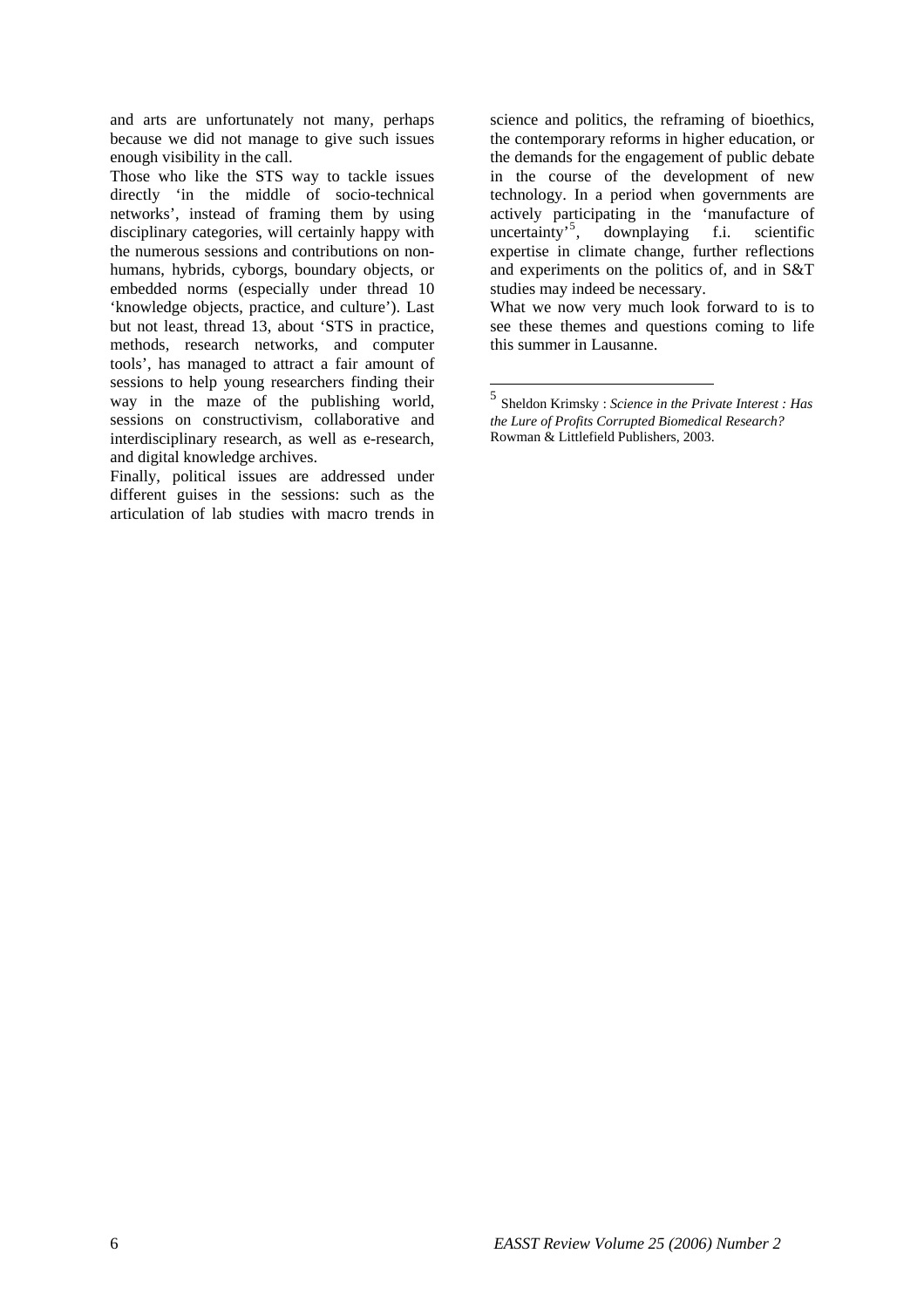and arts are unfortunately not many, perhaps because we did not manage to give such issues enough visibility in the call.

Those who like the STS way to tackle issues directly 'in the middle of socio-technical networks', instead of framing them by using disciplinary categories, will certainly happy with the numerous sessions and contributions on non-humans, hybrids, cyborgs, boundary objects, or embedded norms (especially under thread 10 'knowledge objects, practice, and culture'). Last but not least, thread 13, about 'STS in practice, methods, research networks, and computer tools', has managed to attract a fair amount of sessions to help young researchers finding their way in the maze of the publishing world, sessions on constructivism, collaborative and interdisciplinary research, as well as e-research, and digital knowledge archives.

Finally, political issues are addressed under different guises in the sessions: such as the articulation of lab studies with macro trends in science and politics, the reframing of bioethics, the contemporary reforms in higher education, or the demands for the engagement of public debate in the course of the development of new technology. In a period when governments are actively participating in the 'manufacture of uncertainty'[5], downplaying f.i. scientific expertise in climate change, further reflections and experiments on the politics of, and in S&T studies may indeed be necessary.

What we now very much look forward to is to see these themes and questions coming to life this summer in Lausanne.

---

[5] Sheldon Krimsky : *Science in the Private Interest : Has the Lure of Profits Corrupted Biomedical Research?* Rowman & Littlefield Publishers, 2003.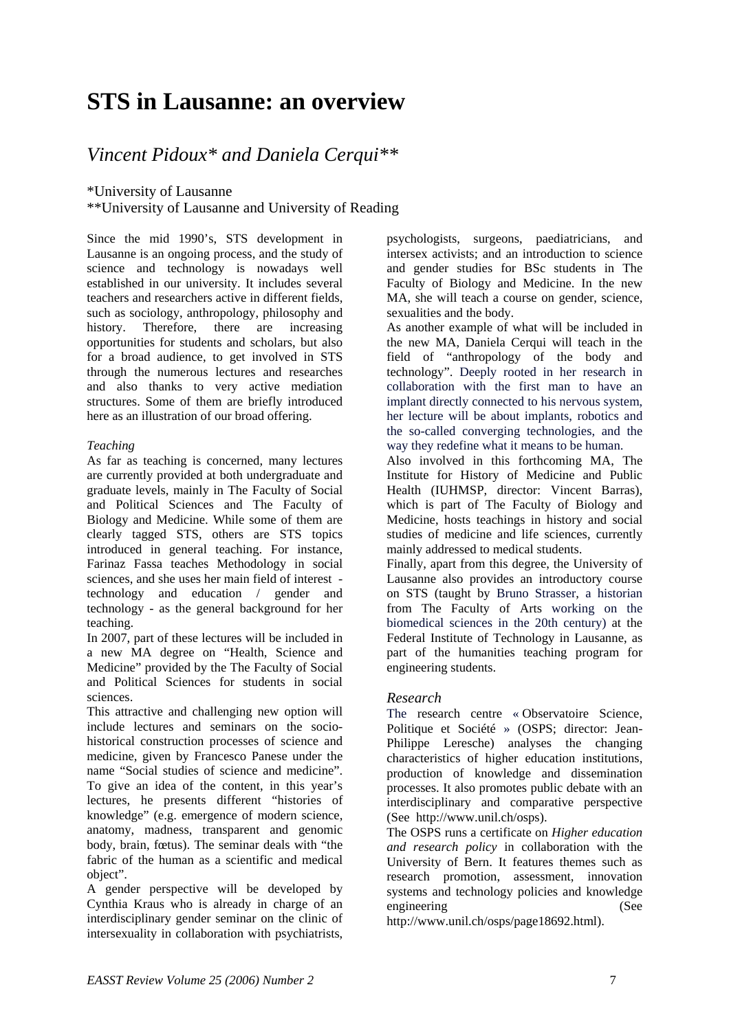# STS in Lausanne: an overview

## *Vincent Pidoux\* and Daniela Cerqui\*\**

\*University of Lausanne
\*\*University of Lausanne and University of Reading

Since the mid 1990's, STS development in Lausanne is an ongoing process, and the study of science and technology is nowadays well established in our university. It includes several teachers and researchers active in different fields, such as sociology, anthropology, philosophy and history. Therefore, there are increasing opportunities for students and scholars, but also for a broad audience, to get involved in STS through the numerous lectures and researches and also thanks to very active mediation structures. Some of them are briefly introduced here as an illustration of our broad offering.

*Teaching*

As far as teaching is concerned, many lectures are currently provided at both undergraduate and graduate levels, mainly in The Faculty of Social and Political Sciences and The Faculty of Biology and Medicine. While some of them are clearly tagged STS, others are STS topics introduced in general teaching. For instance, Farinaz Fassa teaches Methodology in social sciences, and she uses her main field of interest - technology and education / gender and technology - as the general background for her teaching.

In 2007, part of these lectures will be included in a new MA degree on "Health, Science and Medicine" provided by the The Faculty of Social and Political Sciences for students in social sciences.

This attractive and challenging new option will include lectures and seminars on the socio-historical construction processes of science and medicine, given by Francesco Panese under the name "Social studies of science and medicine". To give an idea of the content, in this year's lectures, he presents different "histories of knowledge" (e.g. emergence of modern science, anatomy, madness, transparent and genomic body, brain, fœtus). The seminar deals with "the fabric of the human as a scientific and medical object".

A gender perspective will be developed by Cynthia Kraus who is already in charge of an interdisciplinary gender seminar on the clinic of intersexuality in collaboration with psychiatrists, psychologists, surgeons, paediatricians, and intersex activists; and an introduction to science and gender studies for BSc students in The Faculty of Biology and Medicine. In the new MA, she will teach a course on gender, science, sexualities and the body.

As another example of what will be included in the new MA, Daniela Cerqui will teach in the field of "anthropology of the body and technology". Deeply rooted in her research in collaboration with the first man to have an implant directly connected to his nervous system, her lecture will be about implants, robotics and the so-called converging technologies, and the way they redefine what it means to be human.

Also involved in this forthcoming MA, The Institute for History of Medicine and Public Health (IUHMSP, director: Vincent Barras), which is part of The Faculty of Biology and Medicine, hosts teachings in history and social studies of medicine and life sciences, currently mainly addressed to medical students.

Finally, apart from this degree, the University of Lausanne also provides an introductory course on STS (taught by Bruno Strasser, a historian from The Faculty of Arts working on the biomedical sciences in the 20th century) at the Federal Institute of Technology in Lausanne, as part of the humanities teaching program for engineering students.

### *Research*

The research centre « Observatoire Science, Politique et Société » (OSPS; director: Jean-Philippe Leresche) analyses the changing characteristics of higher education institutions, production of knowledge and dissemination processes. It also promotes public debate with an interdisciplinary and comparative perspective (See http://www.unil.ch/osps).

The OSPS runs a certificate on *Higher education and research policy* in collaboration with the University of Bern. It features themes such as research promotion, assessment, innovation systems and technology policies and knowledge engineering (See http://www.unil.ch/osps/page18692.html).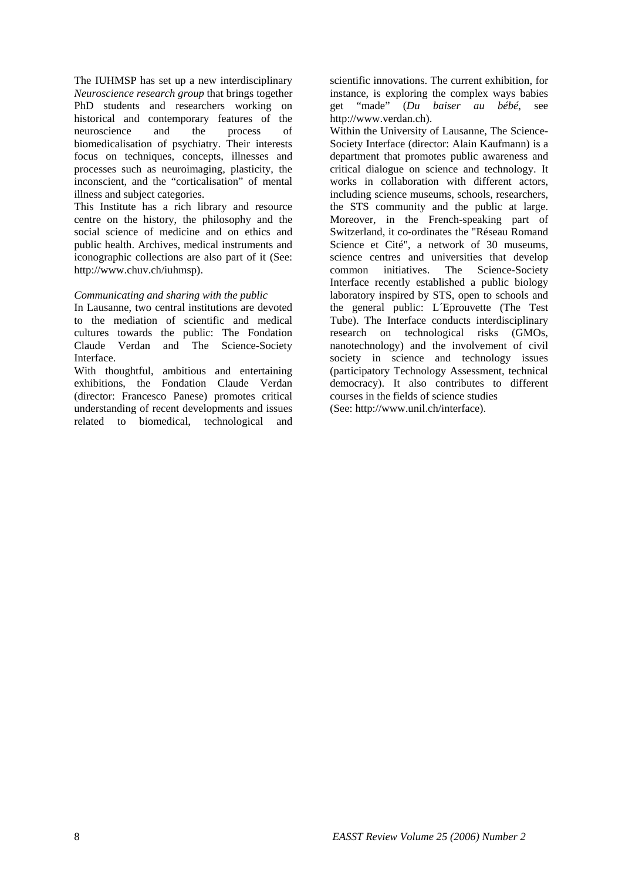The IUHMSP has set up a new interdisciplinary *Neuroscience research group* that brings together PhD students and researchers working on historical and contemporary features of the neuroscience and the process of biomedicalisation of psychiatry. Their interests focus on techniques, concepts, illnesses and processes such as neuroimaging, plasticity, the inconscient, and the "corticalisation" of mental illness and subject categories.

This Institute has a rich library and resource centre on the history, the philosophy and the social science of medicine and on ethics and public health. Archives, medical instruments and iconographic collections are also part of it (See: http://www.chuv.ch/iuhmsp).

*Communicating and sharing with the public*

In Lausanne, two central institutions are devoted to the mediation of scientific and medical cultures towards the public: The Fondation Claude Verdan and The Science-Society Interface.

With thoughtful, ambitious and entertaining exhibitions, the Fondation Claude Verdan (director: Francesco Panese) promotes critical understanding of recent developments and issues related to biomedical, technological and scientific innovations. The current exhibition, for instance, is exploring the complex ways babies get "made" (*Du baiser au bébé*, see http://www.verdan.ch).

Within the University of Lausanne, The Science-Society Interface (director: Alain Kaufmann) is a department that promotes public awareness and critical dialogue on science and technology. It works in collaboration with different actors, including science museums, schools, researchers, the STS community and the public at large. Moreover, in the French-speaking part of Switzerland, it co-ordinates the "Réseau Romand Science et Cité", a network of 30 museums, science centres and universities that develop common initiatives. The Science-Society Interface recently established a public biology laboratory inspired by STS, open to schools and the general public: L´Eprouvette (The Test Tube). The Interface conducts interdisciplinary research on technological risks (GMOs, nanotechnology) and the involvement of civil society in science and technology issues (participatory Technology Assessment, technical democracy). It also contributes to different courses in the fields of science studies

(See: http://www.unil.ch/interface).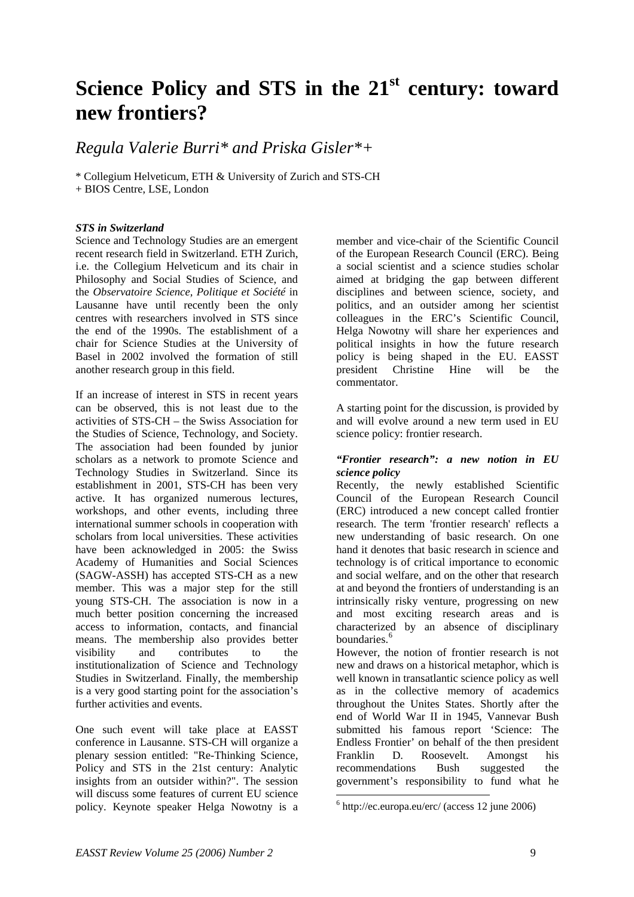# Science Policy and STS in the 21st century: toward new frontiers?

*Regula Valerie Burri\* and Priska Gisler\*+*

\* Collegium Helveticum, ETH & University of Zurich and STS-CH
+ BIOS Centre, LSE, London

### *STS in Switzerland*

Science and Technology Studies are an emergent recent research field in Switzerland. ETH Zurich, i.e. the Collegium Helveticum and its chair in Philosophy and Social Studies of Science, and the *Observatoire Science, Politique et Société* in Lausanne have until recently been the only centres with researchers involved in STS since the end of the 1990s. The establishment of a chair for Science Studies at the University of Basel in 2002 involved the formation of still another research group in this field.

If an increase of interest in STS in recent years can be observed, this is not least due to the activities of STS-CH – the Swiss Association for the Studies of Science, Technology, and Society. The association had been founded by junior scholars as a network to promote Science and Technology Studies in Switzerland. Since its establishment in 2001, STS-CH has been very active. It has organized numerous lectures, workshops, and other events, including three international summer schools in cooperation with scholars from local universities. These activities have been acknowledged in 2005: the Swiss Academy of Humanities and Social Sciences (SAGW-ASSH) has accepted STS-CH as a new member. This was a major step for the still young STS-CH. The association is now in a much better position concerning the increased access to information, contacts, and financial means. The membership also provides better visibility and contributes to the institutionalization of Science and Technology Studies in Switzerland. Finally, the membership is a very good starting point for the association's further activities and events.

One such event will take place at EASST conference in Lausanne. STS-CH will organize a plenary session entitled: "Re-Thinking Science, Policy and STS in the 21st century: Analytic insights from an outsider within?". The session will discuss some features of current EU science policy. Keynote speaker Helga Nowotny is a member and vice-chair of the Scientific Council of the European Research Council (ERC). Being a social scientist and a science studies scholar aimed at bridging the gap between different disciplines and between science, society, and politics, and an outsider among her scientist colleagues in the ERC's Scientific Council, Helga Nowotny will share her experiences and political insights in how the future research policy is being shaped in the EU. EASST president Christine Hine will be the commentator.

A starting point for the discussion, is provided by and will evolve around a new term used in EU science policy: frontier research.

### *"Frontier research": a new notion in EU science policy*

Recently, the newly established Scientific Council of the European Research Council (ERC) introduced a new concept called frontier research. The term 'frontier research' reflects a new understanding of basic research. On one hand it denotes that basic research in science and technology is of critical importance to economic and social welfare, and on the other that research at and beyond the frontiers of understanding is an intrinsically risky venture, progressing on new and most exciting research areas and is characterized by an absence of disciplinary boundaries.[6]

However, the notion of frontier research is not new and draws on a historical metaphor, which is well known in transatlantic science policy as well as in the collective memory of academics throughout the Unites States. Shortly after the end of World War II in 1945, Vannevar Bush submitted his famous report 'Science: The Endless Frontier' on behalf of the then president Franklin D. Roosevelt. Amongst his recommendations Bush suggested the government's responsibility to fund what he

[6] http://ec.europa.eu/erc/ (access 12 june 2006)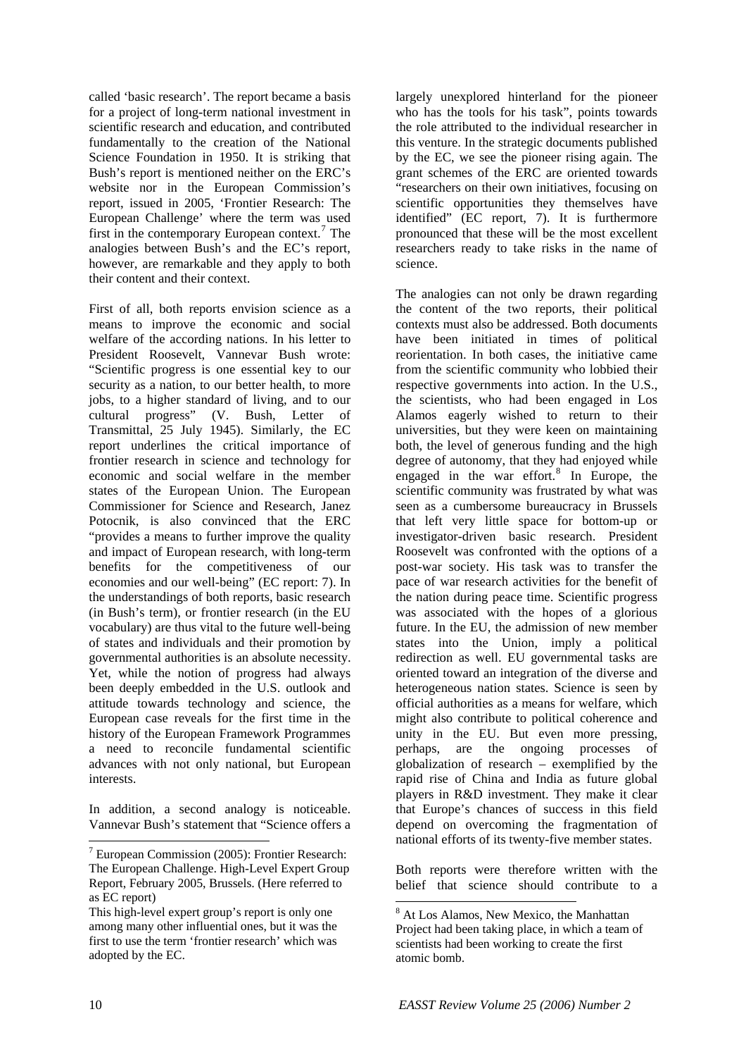called 'basic research'. The report became a basis for a project of long-term national investment in scientific research and education, and contributed fundamentally to the creation of the National Science Foundation in 1950. It is striking that Bush's report is mentioned neither on the ERC's website nor in the European Commission's report, issued in 2005, 'Frontier Research: The European Challenge' where the term was used first in the contemporary European context.[7] The analogies between Bush's and the EC's report, however, are remarkable and they apply to both their content and their context.

First of all, both reports envision science as a means to improve the economic and social welfare of the according nations. In his letter to President Roosevelt, Vannevar Bush wrote: "Scientific progress is one essential key to our security as a nation, to our better health, to more jobs, to a higher standard of living, and to our cultural progress" (V. Bush, Letter of Transmittal, 25 July 1945). Similarly, the EC report underlines the critical importance of frontier research in science and technology for economic and social welfare in the member states of the European Union. The European Commissioner for Science and Research, Janez Potocnik, is also convinced that the ERC "provides a means to further improve the quality and impact of European research, with long-term benefits for the competitiveness of our economies and our well-being" (EC report: 7). In the understandings of both reports, basic research (in Bush's term), or frontier research (in the EU vocabulary) are thus vital to the future well-being of states and individuals and their promotion by governmental authorities is an absolute necessity. Yet, while the notion of progress had always been deeply embedded in the U.S. outlook and attitude towards technology and science, the European case reveals for the first time in the history of the European Framework Programmes a need to reconcile fundamental scientific advances with not only national, but European interests.

In addition, a second analogy is noticeable. Vannevar Bush's statement that "Science offers a largely unexplored hinterland for the pioneer who has the tools for his task", points towards the role attributed to the individual researcher in this venture. In the strategic documents published by the EC, we see the pioneer rising again. The grant schemes of the ERC are oriented towards "researchers on their own initiatives, focusing on scientific opportunities they themselves have identified" (EC report, 7). It is furthermore pronounced that these will be the most excellent researchers ready to take risks in the name of science.

The analogies can not only be drawn regarding the content of the two reports, their political contexts must also be addressed. Both documents have been initiated in times of political reorientation. In both cases, the initiative came from the scientific community who lobbied their respective governments into action. In the U.S., the scientists, who had been engaged in Los Alamos eagerly wished to return to their universities, but they were keen on maintaining both, the level of generous funding and the high degree of autonomy, that they had enjoyed while engaged in the war effort.[8] In Europe, the scientific community was frustrated by what was seen as a cumbersome bureaucracy in Brussels that left very little space for bottom-up or investigator-driven basic research. President Roosevelt was confronted with the options of a post-war society. His task was to transfer the pace of war research activities for the benefit of the nation during peace time. Scientific progress was associated with the hopes of a glorious future. In the EU, the admission of new member states into the Union, imply a political redirection as well. EU governmental tasks are oriented toward an integration of the diverse and heterogeneous nation states. Science is seen by official authorities as a means for welfare, which might also contribute to political coherence and unity in the EU. But even more pressing, perhaps, are the ongoing processes of globalization of research – exemplified by the rapid rise of China and India as future global players in R&D investment. They make it clear that Europe's chances of success in this field depend on overcoming the fragmentation of national efforts of its twenty-five member states.

Both reports were therefore written with the belief that science should contribute to a

---

[7] European Commission (2005): Frontier Research: The European Challenge. High-Level Expert Group Report, February 2005, Brussels. (Here referred to as EC report)

This high-level expert group's report is only one among many other influential ones, but it was the first to use the term 'frontier research' which was adopted by the EC.

[8] At Los Alamos, New Mexico, the Manhattan Project had been taking place, in which a team of scientists had been working to create the first atomic bomb.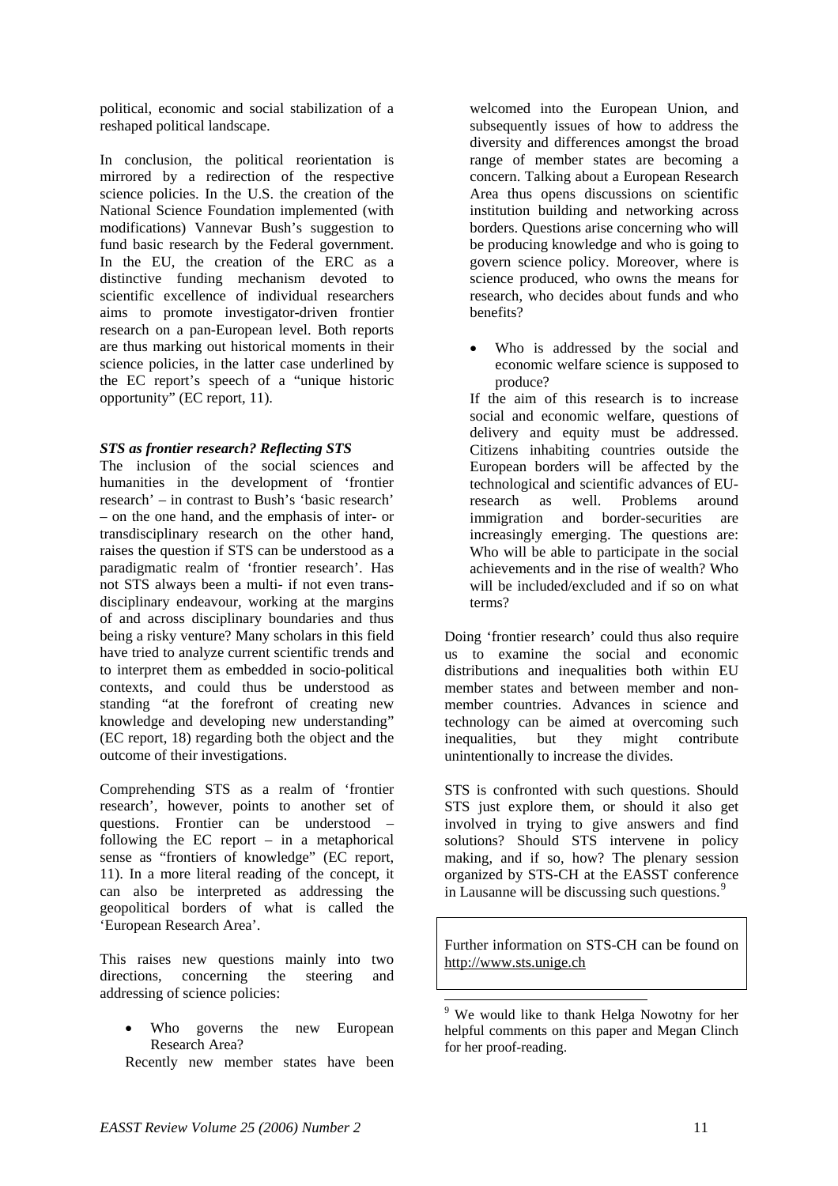political, economic and social stabilization of a reshaped political landscape.

In conclusion, the political reorientation is mirrored by a redirection of the respective science policies. In the U.S. the creation of the National Science Foundation implemented (with modifications) Vannevar Bush's suggestion to fund basic research by the Federal government. In the EU, the creation of the ERC as a distinctive funding mechanism devoted to scientific excellence of individual researchers aims to promote investigator-driven frontier research on a pan-European level. Both reports are thus marking out historical moments in their science policies, in the latter case underlined by the EC report's speech of a "unique historic opportunity" (EC report, 11).

### *STS as frontier research? Reflecting STS*

The inclusion of the social sciences and humanities in the development of 'frontier research' – in contrast to Bush's 'basic research' – on the one hand, and the emphasis of inter- or transdisciplinary research on the other hand, raises the question if STS can be understood as a paradigmatic realm of 'frontier research'. Has not STS always been a multi- if not even trans-disciplinary endeavour, working at the margins of and across disciplinary boundaries and thus being a risky venture? Many scholars in this field have tried to analyze current scientific trends and to interpret them as embedded in socio-political contexts, and could thus be understood as standing "at the forefront of creating new knowledge and developing new understanding" (EC report, 18) regarding both the object and the outcome of their investigations.

Comprehending STS as a realm of 'frontier research', however, points to another set of questions. Frontier can be understood – following the EC report – in a metaphorical sense as "frontiers of knowledge" (EC report, 11). In a more literal reading of the concept, it can also be interpreted as addressing the geopolitical borders of what is called the 'European Research Area'.

This raises new questions mainly into two directions, concerning the steering and addressing of science policies:

- Who governs the new European Research Area?

  Recently new member states have been welcomed into the European Union, and subsequently issues of how to address the diversity and differences amongst the broad range of member states are becoming a concern. Talking about a European Research Area thus opens discussions on scientific institution building and networking across borders. Questions arise concerning who will be producing knowledge and who is going to govern science policy. Moreover, where is science produced, who owns the means for research, who decides about funds and who benefits?

- Who is addressed by the social and economic welfare science is supposed to produce?

  If the aim of this research is to increase social and economic welfare, questions of delivery and equity must be addressed. Citizens inhabiting countries outside the European borders will be affected by the technological and scientific advances of EU-research as well. Problems around immigration and border-securities are increasingly emerging. The questions are: Who will be able to participate in the social achievements and in the rise of wealth? Who will be included/excluded and if so on what terms?

Doing 'frontier research' could thus also require us to examine the social and economic distributions and inequalities both within EU member states and between member and non-member countries. Advances in science and technology can be aimed at overcoming such inequalities, but they might contribute unintentionally to increase the divides.

STS is confronted with such questions. Should STS just explore them, or should it also get involved in trying to give answers and find solutions? Should STS intervene in policy making, and if so, how? The plenary session organized by STS-CH at the EASST conference in Lausanne will be discussing such questions.[9]

Further information on STS-CH can be found on http://www.sts.unige.ch

[9] We would like to thank Helga Nowotny for her helpful comments on this paper and Megan Clinch for her proof-reading.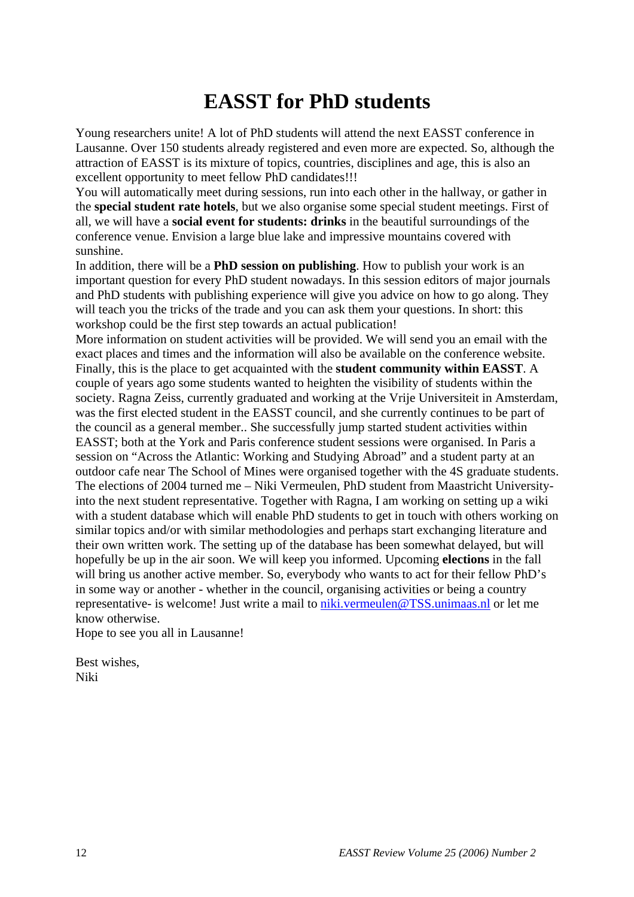# EASST for PhD students

Young researchers unite! A lot of PhD students will attend the next EASST conference in Lausanne. Over 150 students already registered and even more are expected. So, although the attraction of EASST is its mixture of topics, countries, disciplines and age, this is also an excellent opportunity to meet fellow PhD candidates!!!

You will automatically meet during sessions, run into each other in the hallway, or gather in the **special student rate hotels**, but we also organise some special student meetings. First of all, we will have a **social event for students: drinks** in the beautiful surroundings of the conference venue. Envision a large blue lake and impressive mountains covered with sunshine.

In addition, there will be a **PhD session on publishing**. How to publish your work is an important question for every PhD student nowadays. In this session editors of major journals and PhD students with publishing experience will give you advice on how to go along. They will teach you the tricks of the trade and you can ask them your questions. In short: this workshop could be the first step towards an actual publication!

More information on student activities will be provided. We will send you an email with the exact places and times and the information will also be available on the conference website.

Finally, this is the place to get acquainted with the **student community within EASST**. A couple of years ago some students wanted to heighten the visibility of students within the society. Ragna Zeiss, currently graduated and working at the Vrije Universiteit in Amsterdam, was the first elected student in the EASST council, and she currently continues to be part of the council as a general member.. She successfully jump started student activities within EASST; both at the York and Paris conference student sessions were organised. In Paris a session on "Across the Atlantic: Working and Studying Abroad" and a student party at an outdoor cafe near The School of Mines were organised together with the 4S graduate students. The elections of 2004 turned me – Niki Vermeulen, PhD student from Maastricht University- into the next student representative. Together with Ragna, I am working on setting up a wiki with a student database which will enable PhD students to get in touch with others working on similar topics and/or with similar methodologies and perhaps start exchanging literature and their own written work. The setting up of the database has been somewhat delayed, but will hopefully be up in the air soon. We will keep you informed. Upcoming **elections** in the fall will bring us another active member. So, everybody who wants to act for their fellow PhD's in some way or another - whether in the council, organising activities or being a country representative- is welcome! Just write a mail to niki.vermeulen@TSS.unimaas.nl or let me know otherwise.

Hope to see you all in Lausanne!

Best wishes,
Niki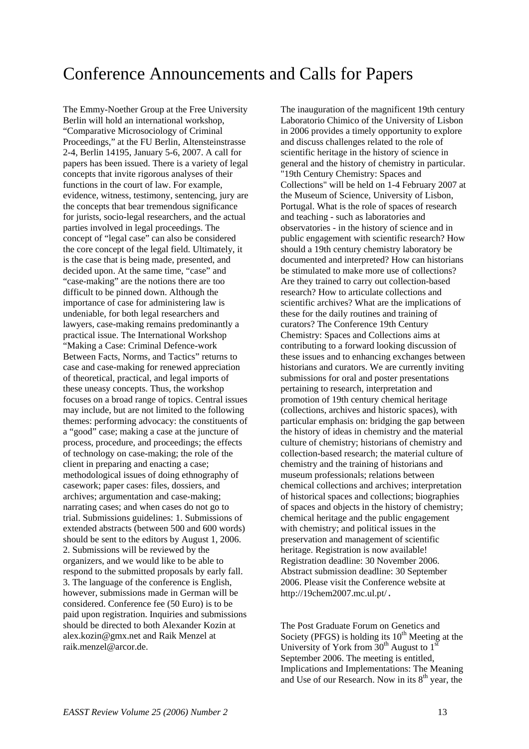# Conference Announcements and Calls for Papers

The Emmy-Noether Group at the Free University Berlin will hold an international workshop, "Comparative Microsociology of Criminal Proceedings," at the FU Berlin, Altensteinstrasse 2-4, Berlin 14195, January 5-6, 2007. A call for papers has been issued. There is a variety of legal concepts that invite rigorous analyses of their functions in the court of law. For example, evidence, witness, testimony, sentencing, jury are the concepts that bear tremendous significance for jurists, socio-legal researchers, and the actual parties involved in legal proceedings. The concept of "legal case" can also be considered the core concept of the legal field. Ultimately, it is the case that is being made, presented, and decided upon. At the same time, "case" and "case-making" are the notions there are too difficult to be pinned down. Although the importance of case for administering law is undeniable, for both legal researchers and lawyers, case-making remains predominantly a practical issue. The International Workshop "Making a Case: Criminal Defence-work Between Facts, Norms, and Tactics" returns to case and case-making for renewed appreciation of theoretical, practical, and legal imports of these uneasy concepts. Thus, the workshop focuses on a broad range of topics. Central issues may include, but are not limited to the following themes: performing advocacy: the constituents of a "good" case; making a case at the juncture of process, procedure, and proceedings; the effects of technology on case-making; the role of the client in preparing and enacting a case; methodological issues of doing ethnography of casework; paper cases: files, dossiers, and archives; argumentation and case-making; narrating cases; and when cases do not go to trial. Submissions guidelines: 1. Submissions of extended abstracts (between 500 and 600 words) should be sent to the editors by August 1, 2006. 2. Submissions will be reviewed by the organizers, and we would like to be able to respond to the submitted proposals by early fall. 3. The language of the conference is English, however, submissions made in German will be considered. Conference fee (50 Euro) is to be paid upon registration. Inquiries and submissions should be directed to both Alexander Kozin at alex.kozin@gmx.net and Raik Menzel at raik.menzel@arcor.de.

The inauguration of the magnificent 19th century Laboratorio Chimico of the University of Lisbon in 2006 provides a timely opportunity to explore and discuss challenges related to the role of scientific heritage in the history of science in general and the history of chemistry in particular. "19th Century Chemistry: Spaces and Collections" will be held on 1-4 February 2007 at the Museum of Science, University of Lisbon, Portugal. What is the role of spaces of research and teaching - such as laboratories and observatories - in the history of science and in public engagement with scientific research? How should a 19th century chemistry laboratory be documented and interpreted? How can historians be stimulated to make more use of collections? Are they trained to carry out collection-based research? How to articulate collections and scientific archives? What are the implications of these for the daily routines and training of curators? The Conference 19th Century Chemistry: Spaces and Collections aims at contributing to a forward looking discussion of these issues and to enhancing exchanges between historians and curators. We are currently inviting submissions for oral and poster presentations pertaining to research, interpretation and promotion of 19th century chemical heritage (collections, archives and historic spaces), with particular emphasis on: bridging the gap between the history of ideas in chemistry and the material culture of chemistry; historians of chemistry and collection-based research; the material culture of chemistry and the training of historians and museum professionals; relations between chemical collections and archives; interpretation of historical spaces and collections; biographies of spaces and objects in the history of chemistry; chemical heritage and the public engagement with chemistry; and political issues in the preservation and management of scientific heritage. Registration is now available! Registration deadline: 30 November 2006. Abstract submission deadline: 30 September 2006. Please visit the Conference website at http://19chem2007.mc.ul.pt/.

The Post Graduate Forum on Genetics and Society (PFGS) is holding its 10th Meeting at the University of York from 30th August to 1st September 2006. The meeting is entitled, Implications and Implementations: The Meaning and Use of our Research. Now in its 8th year, the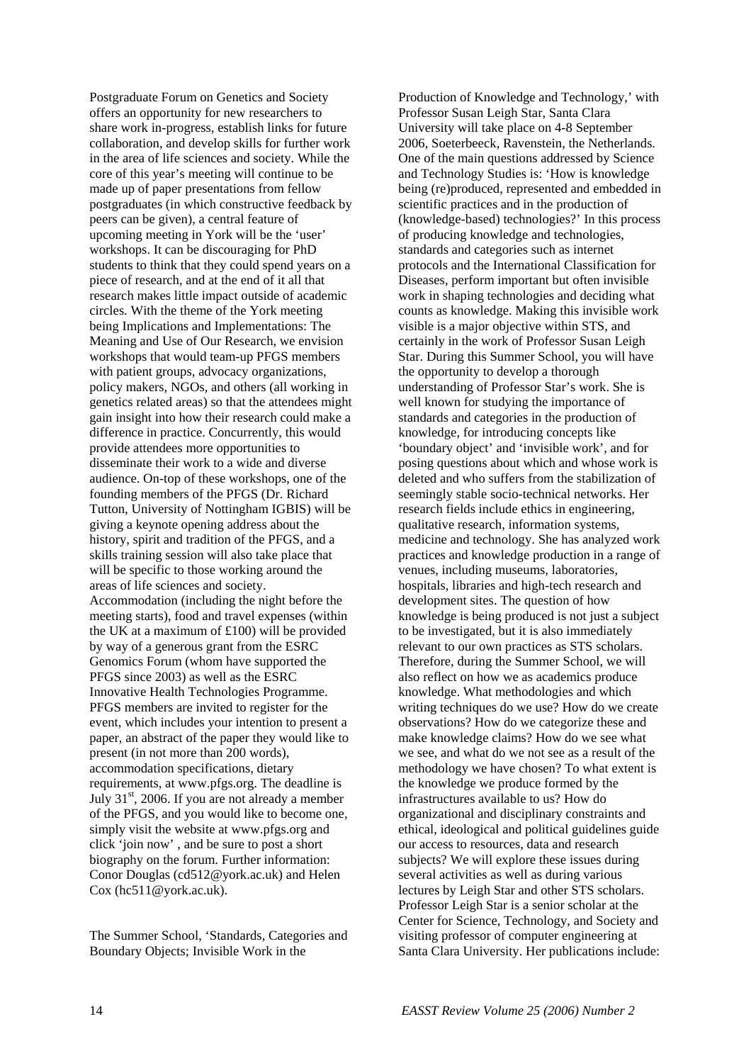Postgraduate Forum on Genetics and Society offers an opportunity for new researchers to share work in-progress, establish links for future collaboration, and develop skills for further work in the area of life sciences and society. While the core of this year's meeting will continue to be made up of paper presentations from fellow postgraduates (in which constructive feedback by peers can be given), a central feature of upcoming meeting in York will be the 'user' workshops. It can be discouraging for PhD students to think that they could spend years on a piece of research, and at the end of it all that research makes little impact outside of academic circles. With the theme of the York meeting being Implications and Implementations: The Meaning and Use of Our Research, we envision workshops that would team-up PFGS members with patient groups, advocacy organizations, policy makers, NGOs, and others (all working in genetics related areas) so that the attendees might gain insight into how their research could make a difference in practice. Concurrently, this would provide attendees more opportunities to disseminate their work to a wide and diverse audience. On-top of these workshops, one of the founding members of the PFGS (Dr. Richard Tutton, University of Nottingham IGBIS) will be giving a keynote opening address about the history, spirit and tradition of the PFGS, and a skills training session will also take place that will be specific to those working around the areas of life sciences and society. Accommodation (including the night before the meeting starts), food and travel expenses (within the UK at a maximum of £100) will be provided by way of a generous grant from the ESRC Genomics Forum (whom have supported the PFGS since 2003) as well as the ESRC Innovative Health Technologies Programme. PFGS members are invited to register for the event, which includes your intention to present a paper, an abstract of the paper they would like to present (in not more than 200 words), accommodation specifications, dietary requirements, at www.pfgs.org. The deadline is July 31st, 2006. If you are not already a member of the PFGS, and you would like to become one, simply visit the website at www.pfgs.org and click 'join now' , and be sure to post a short biography on the forum. Further information: Conor Douglas (cd512@york.ac.uk) and Helen Cox (hc511@york.ac.uk).

The Summer School, 'Standards, Categories and Boundary Objects; Invisible Work in the Production of Knowledge and Technology,' with Professor Susan Leigh Star, Santa Clara University will take place on 4-8 September 2006, Soeterbeeck, Ravenstein, the Netherlands. One of the main questions addressed by Science and Technology Studies is: 'How is knowledge being (re)produced, represented and embedded in scientific practices and in the production of (knowledge-based) technologies?' In this process of producing knowledge and technologies, standards and categories such as internet protocols and the International Classification for Diseases, perform important but often invisible work in shaping technologies and deciding what counts as knowledge. Making this invisible work visible is a major objective within STS, and certainly in the work of Professor Susan Leigh Star. During this Summer School, you will have the opportunity to develop a thorough understanding of Professor Star's work. She is well known for studying the importance of standards and categories in the production of knowledge, for introducing concepts like 'boundary object' and 'invisible work', and for posing questions about which and whose work is deleted and who suffers from the stabilization of seemingly stable socio-technical networks. Her research fields include ethics in engineering, qualitative research, information systems, medicine and technology. She has analyzed work practices and knowledge production in a range of venues, including museums, laboratories, hospitals, libraries and high-tech research and development sites. The question of how knowledge is being produced is not just a subject to be investigated, but it is also immediately relevant to our own practices as STS scholars. Therefore, during the Summer School, we will also reflect on how we as academics produce knowledge. What methodologies and which writing techniques do we use? How do we create observations? How do we categorize these and make knowledge claims? How do we see what we see, and what do we not see as a result of the methodology we have chosen? To what extent is the knowledge we produce formed by the infrastructures available to us? How do organizational and disciplinary constraints and ethical, ideological and political guidelines guide our access to resources, data and research subjects? We will explore these issues during several activities as well as during various lectures by Leigh Star and other STS scholars. Professor Leigh Star is a senior scholar at the Center for Science, Technology, and Society and visiting professor of computer engineering at Santa Clara University. Her publications include: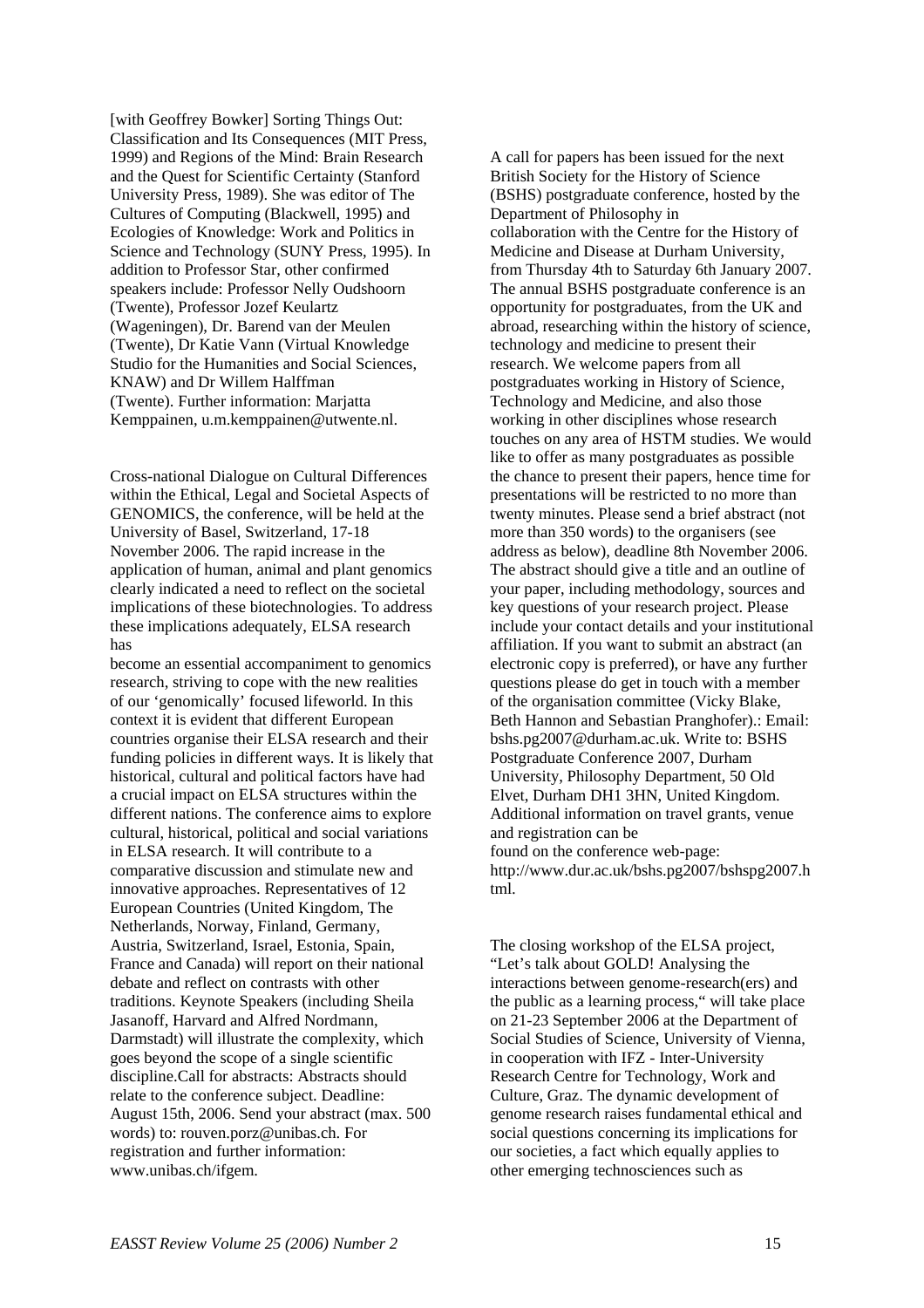[with Geoffrey Bowker] Sorting Things Out: Classification and Its Consequences (MIT Press, 1999) and Regions of the Mind: Brain Research and the Quest for Scientific Certainty (Stanford University Press, 1989). She was editor of The Cultures of Computing (Blackwell, 1995) and Ecologies of Knowledge: Work and Politics in Science and Technology (SUNY Press, 1995). In addition to Professor Star, other confirmed speakers include: Professor Nelly Oudshoorn (Twente), Professor Jozef Keulartz (Wageningen), Dr. Barend van der Meulen (Twente), Dr Katie Vann (Virtual Knowledge Studio for the Humanities and Social Sciences, KNAW) and Dr Willem Halffman (Twente). Further information: Marjatta Kemppainen, u.m.kemppainen@utwente.nl.

Cross-national Dialogue on Cultural Differences within the Ethical, Legal and Societal Aspects of GENOMICS, the conference, will be held at the University of Basel, Switzerland, 17-18 November 2006. The rapid increase in the application of human, animal and plant genomics clearly indicated a need to reflect on the societal implications of these biotechnologies. To address these implications adequately, ELSA research has become an essential accompaniment to genomics research, striving to cope with the new realities of our 'genomically' focused lifeworld. In this context it is evident that different European countries organise their ELSA research and their funding policies in different ways. It is likely that historical, cultural and political factors have had a crucial impact on ELSA structures within the different nations. The conference aims to explore cultural, historical, political and social variations in ELSA research. It will contribute to a comparative discussion and stimulate new and innovative approaches. Representatives of 12 European Countries (United Kingdom, The Netherlands, Norway, Finland, Germany, Austria, Switzerland, Israel, Estonia, Spain, France and Canada) will report on their national debate and reflect on contrasts with other traditions. Keynote Speakers (including Sheila Jasanoff, Harvard and Alfred Nordmann, Darmstadt) will illustrate the complexity, which goes beyond the scope of a single scientific discipline.Call for abstracts: Abstracts should relate to the conference subject. Deadline: August 15th, 2006. Send your abstract (max. 500 words) to: rouven.porz@unibas.ch. For registration and further information: www.unibas.ch/ifgem.

A call for papers has been issued for the next British Society for the History of Science (BSHS) postgraduate conference, hosted by the Department of Philosophy in collaboration with the Centre for the History of Medicine and Disease at Durham University, from Thursday 4th to Saturday 6th January 2007. The annual BSHS postgraduate conference is an opportunity for postgraduates, from the UK and abroad, researching within the history of science, technology and medicine to present their research. We welcome papers from all postgraduates working in History of Science, Technology and Medicine, and also those working in other disciplines whose research touches on any area of HSTM studies. We would like to offer as many postgraduates as possible the chance to present their papers, hence time for presentations will be restricted to no more than twenty minutes. Please send a brief abstract (not more than 350 words) to the organisers (see address as below), deadline 8th November 2006. The abstract should give a title and an outline of your paper, including methodology, sources and key questions of your research project. Please include your contact details and your institutional affiliation. If you want to submit an abstract (an electronic copy is preferred), or have any further questions please do get in touch with a member of the organisation committee (Vicky Blake, Beth Hannon and Sebastian Pranghofer).: Email: bshs.pg2007@durham.ac.uk. Write to: BSHS Postgraduate Conference 2007, Durham University, Philosophy Department, 50 Old Elvet, Durham DH1 3HN, United Kingdom. Additional information on travel grants, venue and registration can be found on the conference web-page: http://www.dur.ac.uk/bshs.pg2007/bshspg2007.html.

The closing workshop of the ELSA project, "Let's talk about GOLD! Analysing the interactions between genome-research(ers) and the public as a learning process," will take place on 21-23 September 2006 at the Department of Social Studies of Science, University of Vienna, in cooperation with IFZ - Inter-University Research Centre for Technology, Work and Culture, Graz. The dynamic development of genome research raises fundamental ethical and social questions concerning its implications for our societies, a fact which equally applies to other emerging technosciences such as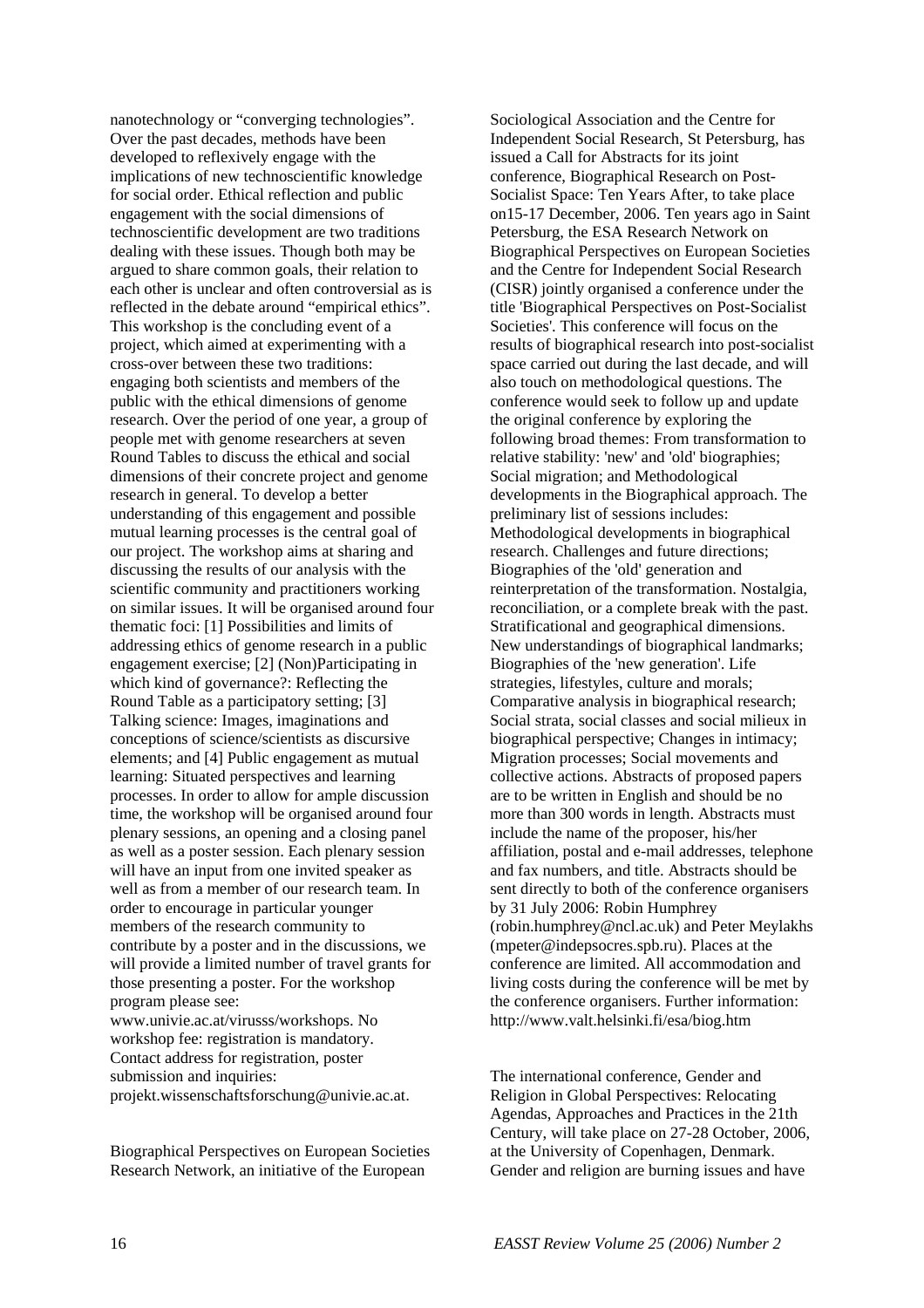nanotechnology or "converging technologies". Over the past decades, methods have been developed to reflexively engage with the implications of new technoscientific knowledge for social order. Ethical reflection and public engagement with the social dimensions of technoscientific development are two traditions dealing with these issues. Though both may be argued to share common goals, their relation to each other is unclear and often controversial as is reflected in the debate around "empirical ethics". This workshop is the concluding event of a project, which aimed at experimenting with a cross-over between these two traditions: engaging both scientists and members of the public with the ethical dimensions of genome research. Over the period of one year, a group of people met with genome researchers at seven Round Tables to discuss the ethical and social dimensions of their concrete project and genome research in general. To develop a better understanding of this engagement and possible mutual learning processes is the central goal of our project. The workshop aims at sharing and discussing the results of our analysis with the scientific community and practitioners working on similar issues. It will be organised around four thematic foci: [1] Possibilities and limits of addressing ethics of genome research in a public engagement exercise; [2] (Non)Participating in which kind of governance?: Reflecting the Round Table as a participatory setting; [3] Talking science: Images, imaginations and conceptions of science/scientists as discursive elements; and [4] Public engagement as mutual learning: Situated perspectives and learning processes. In order to allow for ample discussion time, the workshop will be organised around four plenary sessions, an opening and a closing panel as well as a poster session. Each plenary session will have an input from one invited speaker as well as from a member of our research team. In order to encourage in particular younger members of the research community to contribute by a poster and in the discussions, we will provide a limited number of travel grants for those presenting a poster. For the workshop program please see: www.univie.ac.at/virusss/workshops. No workshop fee: registration is mandatory. Contact address for registration, poster submission and inquiries: projekt.wissenschaftsforschung@univie.ac.at.

Biographical Perspectives on European Societies Research Network, an initiative of the European Sociological Association and the Centre for Independent Social Research, St Petersburg, has issued a Call for Abstracts for its joint conference, Biographical Research on Post-Socialist Space: Ten Years After, to take place on15-17 December, 2006. Ten years ago in Saint Petersburg, the ESA Research Network on Biographical Perspectives on European Societies and the Centre for Independent Social Research (CISR) jointly organised a conference under the title 'Biographical Perspectives on Post-Socialist Societies'. This conference will focus on the results of biographical research into post-socialist space carried out during the last decade, and will also touch on methodological questions. The conference would seek to follow up and update the original conference by exploring the following broad themes: From transformation to relative stability: 'new' and 'old' biographies; Social migration; and Methodological developments in the Biographical approach. The preliminary list of sessions includes: Methodological developments in biographical research. Challenges and future directions; Biographies of the 'old' generation and reinterpretation of the transformation. Nostalgia, reconciliation, or a complete break with the past. Stratificational and geographical dimensions. New understandings of biographical landmarks; Biographies of the 'new generation'. Life strategies, lifestyles, culture and morals; Comparative analysis in biographical research; Social strata, social classes and social milieux in biographical perspective; Changes in intimacy; Migration processes; Social movements and collective actions. Abstracts of proposed papers are to be written in English and should be no more than 300 words in length. Abstracts must include the name of the proposer, his/her affiliation, postal and e-mail addresses, telephone and fax numbers, and title. Abstracts should be sent directly to both of the conference organisers by 31 July 2006: Robin Humphrey (robin.humphrey@ncl.ac.uk) and Peter Meylakhs (mpeter@indepsocres.spb.ru). Places at the conference are limited. All accommodation and living costs during the conference will be met by the conference organisers. Further information: http://www.valt.helsinki.fi/esa/biog.htm

The international conference, Gender and Religion in Global Perspectives: Relocating Agendas, Approaches and Practices in the 21th Century, will take place on 27-28 October, 2006, at the University of Copenhagen, Denmark. Gender and religion are burning issues and have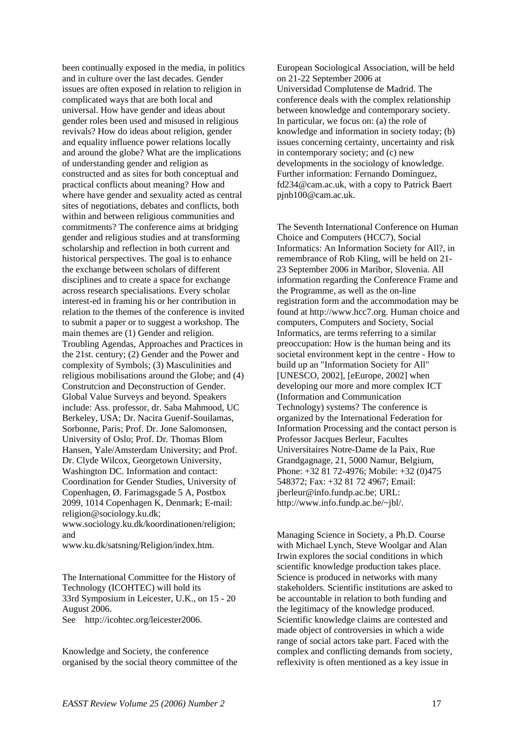been continually exposed in the media, in politics and in culture over the last decades. Gender issues are often exposed in relation to religion in complicated ways that are both local and universal. How have gender and ideas about gender roles been used and misused in religious revivals? How do ideas about religion, gender and equality influence power relations locally and around the globe? What are the implications of understanding gender and religion as constructed and as sites for both conceptual and practical conflicts about meaning? How and where have gender and sexuality acted as central sites of negotiations, debates and conflicts, both within and between religious communities and commitments? The conference aims at bridging gender and religious studies and at transforming scholarship and reflection in both current and historical perspectives. The goal is to enhance the exchange between scholars of different disciplines and to create a space for exchange across research specialisations. Every scholar interest-ed in framing his or her contribution in relation to the themes of the conference is invited to submit a paper or to suggest a workshop. The main themes are (1) Gender and religion. Troubling Agendas, Approaches and Practices in the 21st. century; (2) Gender and the Power and complexity of Symbols; (3) Masculinities and religious mobilisations around the Globe; and (4) Construtcion and Deconstruction of Gender. Global Value Surveys and beyond. Speakers include: Ass. professor, dr. Saba Mahmood, UC Berkeley, USA; Dr. Nacira Guenif-Souilamas, Sorbonne, Paris; Prof. Dr. Jone Salomonsen, University of Oslo; Prof. Dr. Thomas Blom Hansen, Yale/Amsterdam University; and Prof. Dr. Clyde Wilcox, Georgetown University, Washington DC. Information and contact: Coordination for Gender Studies, University of Copenhagen, Ø. Farimagsgade 5 A, Postbox 2099, 1014 Copenhagen K, Denmark; E-mail: religion@sociology.ku.dk; www.sociology.ku.dk/koordinationen/religion; and www.ku.dk/satsning/Religion/index.htm.

The International Committee for the History of Technology (ICOHTEC) will hold its 33rd Symposium in Leicester, U.K., on 15 - 20 August 2006.
See http://icohtec.org/leicester2006.

Knowledge and Society, the conference organised by the social theory committee of the European Sociological Association, will be held on 21-22 September 2006 at Universidad Complutense de Madrid. The conference deals with the complex relationship between knowledge and contemporary society. In particular, we focus on: (a) the role of knowledge and information in society today; (b) issues concerning certainty, uncertainty and risk in contemporary society; and (c) new developments in the sociology of knowledge. Further information: Fernando Domínguez, fd234@cam.ac.uk, with a copy to Patrick Baert pjnb100@cam.ac.uk.

The Seventh International Conference on Human Choice and Computers (HCC7), Social Informatics: An Information Society for All?, in remembrance of Rob Kling, will be held on 21-23 September 2006 in Maribor, Slovenia. All information regarding the Conference Frame and the Programme, as well as the on-line registration form and the accommodation may be found at http://www.hcc7.org. Human choice and computers, Computers and Society, Social Informatics, are terms referring to a similar preoccupation: How is the human being and its societal environment kept in the centre - How to build up an "Information Society for All" [UNESCO, 2002], [eEurope, 2002] when developing our more and more complex ICT (Information and Communication Technology) systems? The conference is organized by the International Federation for Information Processing and the contact person is Professor Jacques Berleur, Facultes Universitaires Notre-Dame de la Paix, Rue Grandgagnage, 21, 5000 Namur, Belgium, Phone: +32 81 72-4976; Mobile: +32 (0)475 548372; Fax: +32 81 72 4967; Email: jberleur@info.fundp.ac.be; URL: http://www.info.fundp.ac.be/~jbl/.

Managing Science in Society, a Ph.D. Course with Michael Lynch, Steve Woolgar and Alan Irwin explores the social conditions in which scientific knowledge production takes place. Science is produced in networks with many stakeholders. Scientific institutions are asked to be accountable in relation to both funding and the legitimacy of the knowledge produced. Scientific knowledge claims are contested and made object of controversies in which a wide range of social actors take part. Faced with the complex and conflicting demands from society, reflexivity is often mentioned as a key issue in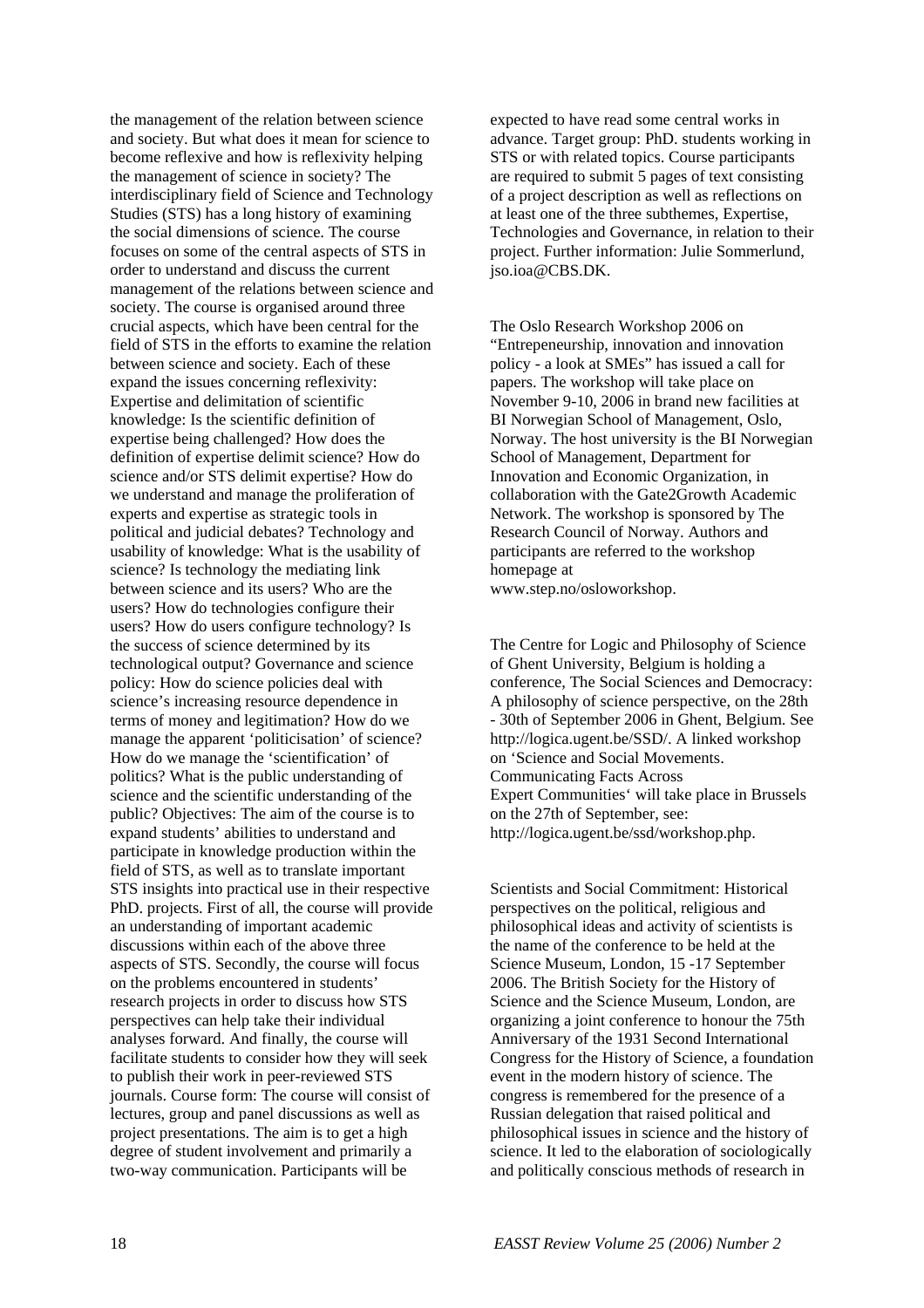the management of the relation between science and society. But what does it mean for science to become reflexive and how is reflexivity helping the management of science in society? The interdisciplinary field of Science and Technology Studies (STS) has a long history of examining the social dimensions of science. The course focuses on some of the central aspects of STS in order to understand and discuss the current management of the relations between science and society. The course is organised around three crucial aspects, which have been central for the field of STS in the efforts to examine the relation between science and society. Each of these expand the issues concerning reflexivity: Expertise and delimitation of scientific knowledge: Is the scientific definition of expertise being challenged? How does the definition of expertise delimit science? How do science and/or STS delimit expertise? How do we understand and manage the proliferation of experts and expertise as strategic tools in political and judicial debates? Technology and usability of knowledge: What is the usability of science? Is technology the mediating link between science and its users? Who are the users? How do technologies configure their users? How do users configure technology? Is the success of science determined by its technological output? Governance and science policy: How do science policies deal with science's increasing resource dependence in terms of money and legitimation? How do we manage the apparent 'politicisation' of science? How do we manage the 'scientification' of politics? What is the public understanding of science and the scientific understanding of the public? Objectives: The aim of the course is to expand students' abilities to understand and participate in knowledge production within the field of STS, as well as to translate important STS insights into practical use in their respective PhD. projects. First of all, the course will provide an understanding of important academic discussions within each of the above three aspects of STS. Secondly, the course will focus on the problems encountered in students' research projects in order to discuss how STS perspectives can help take their individual analyses forward. And finally, the course will facilitate students to consider how they will seek to publish their work in peer-reviewed STS journals. Course form: The course will consist of lectures, group and panel discussions as well as project presentations. The aim is to get a high degree of student involvement and primarily a two-way communication. Participants will be expected to have read some central works in advance. Target group: PhD. students working in STS or with related topics. Course participants are required to submit 5 pages of text consisting of a project description as well as reflections on at least one of the three subthemes, Expertise, Technologies and Governance, in relation to their project. Further information: Julie Sommerlund, jso.ioa@CBS.DK.

The Oslo Research Workshop 2006 on "Entrepeneurship, innovation and innovation policy - a look at SMEs" has issued a call for papers. The workshop will take place on November 9-10, 2006 in brand new facilities at BI Norwegian School of Management, Oslo, Norway. The host university is the BI Norwegian School of Management, Department for Innovation and Economic Organization, in collaboration with the Gate2Growth Academic Network. The workshop is sponsored by The Research Council of Norway. Authors and participants are referred to the workshop homepage at www.step.no/osloworkshop.

The Centre for Logic and Philosophy of Science of Ghent University, Belgium is holding a conference, The Social Sciences and Democracy: A philosophy of science perspective, on the 28th - 30th of September 2006 in Ghent, Belgium. See http://logica.ugent.be/SSD/. A linked workshop on 'Science and Social Movements. Communicating Facts Across Expert Communities' will take place in Brussels on the 27th of September, see: http://logica.ugent.be/ssd/workshop.php.

Scientists and Social Commitment: Historical perspectives on the political, religious and philosophical ideas and activity of scientists is the name of the conference to be held at the Science Museum, London, 15 -17 September 2006. The British Society for the History of Science and the Science Museum, London, are organizing a joint conference to honour the 75th Anniversary of the 1931 Second International Congress for the History of Science, a foundation event in the modern history of science. The congress is remembered for the presence of a Russian delegation that raised political and philosophical issues in science and the history of science. It led to the elaboration of sociologically and politically conscious methods of research in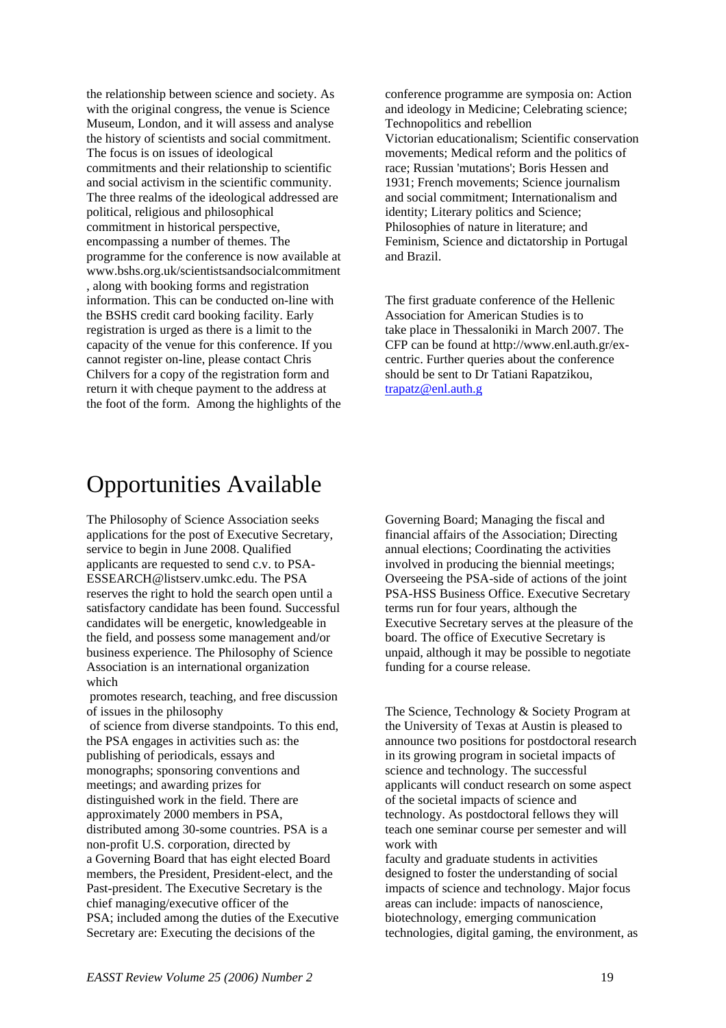the relationship between science and society. As with the original congress, the venue is Science Museum, London, and it will assess and analyse the history of scientists and social commitment. The focus is on issues of ideological commitments and their relationship to scientific and social activism in the scientific community. The three realms of the ideological addressed are political, religious and philosophical commitment in historical perspective, encompassing a number of themes. The programme for the conference is now available at www.bshs.org.uk/scientistsandsocialcommitment , along with booking forms and registration information. This can be conducted on-line with the BSHS credit card booking facility. Early registration is urged as there is a limit to the capacity of the venue for this conference. If you cannot register on-line, please contact Chris Chilvers for a copy of the registration form and return it with cheque payment to the address at the foot of the form. Among the highlights of the conference programme are symposia on: Action and ideology in Medicine; Celebrating science; Technopolitics and rebellion
Victorian educationalism; Scientific conservation movements; Medical reform and the politics of race; Russian 'mutations'; Boris Hessen and 1931; French movements; Science journalism and social commitment; Internationalism and identity; Literary politics and Science; Philosophies of nature in literature; and Feminism, Science and dictatorship in Portugal and Brazil.

The first graduate conference of the Hellenic Association for American Studies is to take place in Thessaloniki in March 2007. The CFP can be found at http://www.enl.auth.gr/ex-centric. Further queries about the conference should be sent to Dr Tatiani Rapatzikou, trapatz@enl.auth.g

# Opportunities Available

The Philosophy of Science Association seeks applications for the post of Executive Secretary, service to begin in June 2008. Qualified applicants are requested to send c.v. to PSA-ESSEARCH@listserv.umkc.edu. The PSA reserves the right to hold the search open until a satisfactory candidate has been found. Successful candidates will be energetic, knowledgeable in the field, and possess some management and/or business experience. The Philosophy of Science Association is an international organization which promotes research, teaching, and free discussion of issues in the philosophy of science from diverse standpoints. To this end, the PSA engages in activities such as: the publishing of periodicals, essays and monographs; sponsoring conventions and meetings; and awarding prizes for distinguished work in the field. There are approximately 2000 members in PSA, distributed among 30-some countries. PSA is a non-profit U.S. corporation, directed by a Governing Board that has eight elected Board members, the President, President-elect, and the Past-president. The Executive Secretary is the chief managing/executive officer of the PSA; included among the duties of the Executive Secretary are: Executing the decisions of the Governing Board; Managing the fiscal and financial affairs of the Association; Directing annual elections; Coordinating the activities involved in producing the biennial meetings; Overseeing the PSA-side of actions of the joint PSA-HSS Business Office. Executive Secretary terms run for four years, although the Executive Secretary serves at the pleasure of the board. The office of Executive Secretary is unpaid, although it may be possible to negotiate funding for a course release.

The Science, Technology & Society Program at the University of Texas at Austin is pleased to announce two positions for postdoctoral research in its growing program in societal impacts of science and technology. The successful applicants will conduct research on some aspect of the societal impacts of science and technology. As postdoctoral fellows they will teach one seminar course per semester and will work with faculty and graduate students in activities designed to foster the understanding of social impacts of science and technology. Major focus areas can include: impacts of nanoscience, biotechnology, emerging communication technologies, digital gaming, the environment, as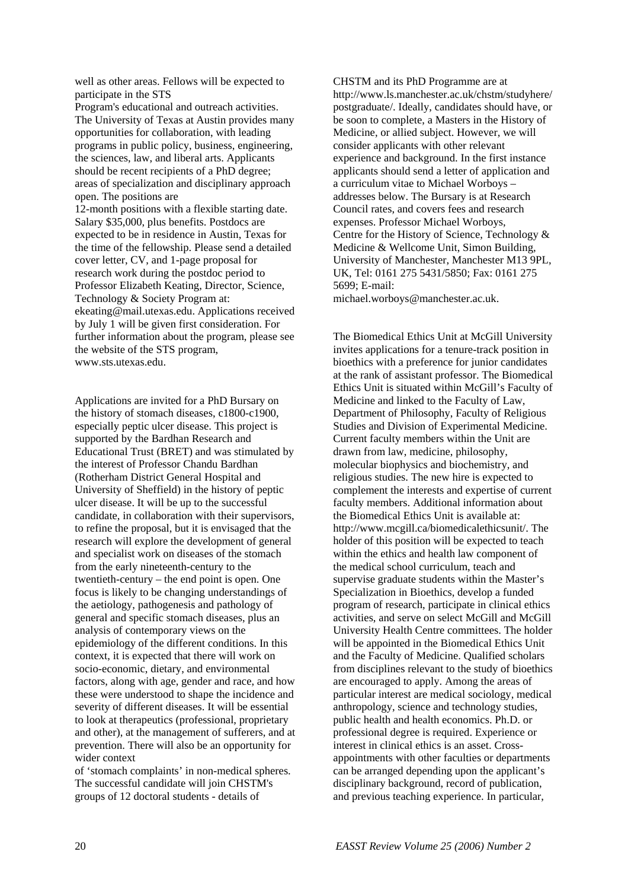well as other areas. Fellows will be expected to participate in the STS Program's educational and outreach activities. The University of Texas at Austin provides many opportunities for collaboration, with leading programs in public policy, business, engineering, the sciences, law, and liberal arts. Applicants should be recent recipients of a PhD degree; areas of specialization and disciplinary approach open. The positions are 12-month positions with a flexible starting date. Salary $35,000, plus benefits. Postdocs are expected to be in residence in Austin, Texas for the time of the fellowship. Please send a detailed cover letter, CV, and 1-page proposal for research work during the postdoc period to Professor Elizabeth Keating, Director, Science, Technology & Society Program at: ekeating@mail.utexas.edu. Applications received by July 1 will be given first consideration. For further information about the program, please see the website of the STS program, www.sts.utexas.edu.

Applications are invited for a PhD Bursary on the history of stomach diseases, c1800-c1900, especially peptic ulcer disease. This project is supported by the Bardhan Research and Educational Trust (BRET) and was stimulated by the interest of Professor Chandu Bardhan (Rotherham District General Hospital and University of Sheffield) in the history of peptic ulcer disease. It will be up to the successful candidate, in collaboration with their supervisors, to refine the proposal, but it is envisaged that the research will explore the development of general and specialist work on diseases of the stomach from the early nineteenth-century to the twentieth-century – the end point is open. One focus is likely to be changing understandings of the aetiology, pathogenesis and pathology of general and specific stomach diseases, plus an analysis of contemporary views on the epidemiology of the different conditions. In this context, it is expected that there will work on socio-economic, dietary, and environmental factors, along with age, gender and race, and how these were understood to shape the incidence and severity of different diseases. It will be essential to look at therapeutics (professional, proprietary and other), at the management of sufferers, and at prevention. There will also be an opportunity for wider context of 'stomach complaints' in non-medical spheres. The successful candidate will join CHSTM's groups of 12 doctoral students - details of CHSTM and its PhD Programme are at http://www.ls.manchester.ac.uk/chstm/studyhere/postgraduate/. Ideally, candidates should have, or be soon to complete, a Masters in the History of Medicine, or allied subject. However, we will consider applicants with other relevant experience and background. In the first instance applicants should send a letter of application and a curriculum vitae to Michael Worboys – addresses below. The Bursary is at Research Council rates, and covers fees and research expenses. Professor Michael Worboys, Centre for the History of Science, Technology & Medicine & Wellcome Unit, Simon Building, University of Manchester, Manchester M13 9PL, UK, Tel: 0161 275 5431/5850; Fax: 0161 275 5699; E-mail: michael.worboys@manchester.ac.uk.

The Biomedical Ethics Unit at McGill University invites applications for a tenure-track position in bioethics with a preference for junior candidates at the rank of assistant professor. The Biomedical Ethics Unit is situated within McGill's Faculty of Medicine and linked to the Faculty of Law, Department of Philosophy, Faculty of Religious Studies and Division of Experimental Medicine. Current faculty members within the Unit are drawn from law, medicine, philosophy, molecular biophysics and biochemistry, and religious studies. The new hire is expected to complement the interests and expertise of current faculty members. Additional information about the Biomedical Ethics Unit is available at: http://www.mcgill.ca/biomedicalethicsunit/. The holder of this position will be expected to teach within the ethics and health law component of the medical school curriculum, teach and supervise graduate students within the Master's Specialization in Bioethics, develop a funded program of research, participate in clinical ethics activities, and serve on select McGill and McGill University Health Centre committees. The holder will be appointed in the Biomedical Ethics Unit and the Faculty of Medicine. Qualified scholars from disciplines relevant to the study of bioethics are encouraged to apply. Among the areas of particular interest are medical sociology, medical anthropology, science and technology studies, public health and health economics. Ph.D. or professional degree is required. Experience or interest in clinical ethics is an asset. Cross-appointments with other faculties or departments can be arranged depending upon the applicant's disciplinary background, record of publication, and previous teaching experience. In particular,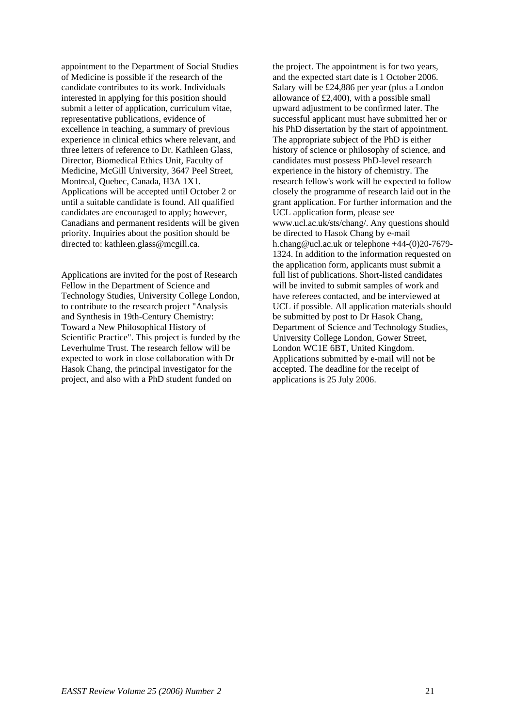appointment to the Department of Social Studies of Medicine is possible if the research of the candidate contributes to its work. Individuals interested in applying for this position should submit a letter of application, curriculum vitae, representative publications, evidence of excellence in teaching, a summary of previous experience in clinical ethics where relevant, and three letters of reference to Dr. Kathleen Glass, Director, Biomedical Ethics Unit, Faculty of Medicine, McGill University, 3647 Peel Street, Montreal, Quebec, Canada, H3A 1X1. Applications will be accepted until October 2 or until a suitable candidate is found. All qualified candidates are encouraged to apply; however, Canadians and permanent residents will be given priority. Inquiries about the position should be directed to: kathleen.glass@mcgill.ca.

Applications are invited for the post of Research Fellow in the Department of Science and Technology Studies, University College London, to contribute to the research project "Analysis and Synthesis in 19th-Century Chemistry: Toward a New Philosophical History of Scientific Practice". This project is funded by the Leverhulme Trust. The research fellow will be expected to work in close collaboration with Dr Hasok Chang, the principal investigator for the project, and also with a PhD student funded on the project. The appointment is for two years, and the expected start date is 1 October 2006. Salary will be £24,886 per year (plus a London allowance of £2,400), with a possible small upward adjustment to be confirmed later. The successful applicant must have submitted her or his PhD dissertation by the start of appointment. The appropriate subject of the PhD is either history of science or philosophy of science, and candidates must possess PhD-level research experience in the history of chemistry. The research fellow's work will be expected to follow closely the programme of research laid out in the grant application. For further information and the UCL application form, please see www.ucl.ac.uk/sts/chang/. Any questions should be directed to Hasok Chang by e-mail h.chang@ucl.ac.uk or telephone +44-(0)20-7679-1324. In addition to the information requested on the application form, applicants must submit a full list of publications. Short-listed candidates will be invited to submit samples of work and have referees contacted, and be interviewed at UCL if possible. All application materials should be submitted by post to Dr Hasok Chang, Department of Science and Technology Studies, University College London, Gower Street, London WC1E 6BT, United Kingdom. Applications submitted by e-mail will not be accepted. The deadline for the receipt of applications is 25 July 2006.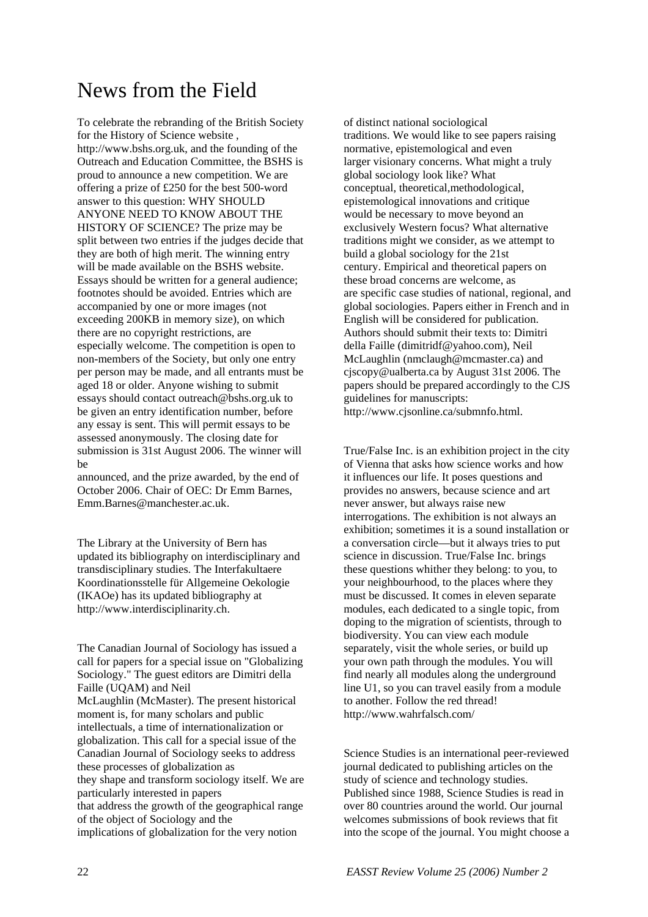# News from the Field

To celebrate the rebranding of the British Society for the History of Science website , http://www.bshs.org.uk, and the founding of the Outreach and Education Committee, the BSHS is proud to announce a new competition. We are offering a prize of £250 for the best 500-word answer to this question: WHY SHOULD ANYONE NEED TO KNOW ABOUT THE HISTORY OF SCIENCE? The prize may be split between two entries if the judges decide that they are both of high merit. The winning entry will be made available on the BSHS website. Essays should be written for a general audience; footnotes should be avoided. Entries which are accompanied by one or more images (not exceeding 200KB in memory size), on which there are no copyright restrictions, are especially welcome. The competition is open to non-members of the Society, but only one entry per person may be made, and all entrants must be aged 18 or older. Anyone wishing to submit essays should contact outreach@bshs.org.uk to be given an entry identification number, before any essay is sent. This will permit essays to be assessed anonymously. The closing date for submission is 31st August 2006. The winner will be announced, and the prize awarded, by the end of October 2006. Chair of OEC: Dr Emm Barnes, Emm.Barnes@manchester.ac.uk.

The Library at the University of Bern has updated its bibliography on interdisciplinary and transdisciplinary studies. The Interfakultaere Koordinationsstelle für Allgemeine Oekologie (IKAOe) has its updated bibliography at http://www.interdisciplinarity.ch.

The Canadian Journal of Sociology has issued a call for papers for a special issue on "Globalizing Sociology." The guest editors are Dimitri della Faille (UQAM) and Neil McLaughlin (McMaster). The present historical moment is, for many scholars and public intellectuals, a time of internationalization or globalization. This call for a special issue of the Canadian Journal of Sociology seeks to address these processes of globalization as they shape and transform sociology itself. We are particularly interested in papers that address the growth of the geographical range of the object of Sociology and the implications of globalization for the very notion of distinct national sociological traditions. We would like to see papers raising normative, epistemological and even larger visionary concerns. What might a truly global sociology look like? What conceptual, theoretical,methodological, epistemological innovations and critique would be necessary to move beyond an exclusively Western focus? What alternative traditions might we consider, as we attempt to build a global sociology for the 21st century. Empirical and theoretical papers on these broad concerns are welcome, as are specific case studies of national, regional, and global sociologies. Papers either in French and in English will be considered for publication. Authors should submit their texts to: Dimitri della Faille (dimitridf@yahoo.com), Neil McLaughlin (nmclaugh@mcmaster.ca) and cjscopy@ualberta.ca by August 31st 2006. The papers should be prepared accordingly to the CJS guidelines for manuscripts: http://www.cjsonline.ca/submnfo.html.

True/False Inc. is an exhibition project in the city of Vienna that asks how science works and how it influences our life. It poses questions and provides no answers, because science and art never answer, but always raise new interrogations. The exhibition is not always an exhibition; sometimes it is a sound installation or a conversation circle—but it always tries to put science in discussion. True/False Inc. brings these questions whither they belong: to you, to your neighbourhood, to the places where they must be discussed. It comes in eleven separate modules, each dedicated to a single topic, from doping to the migration of scientists, through to biodiversity. You can view each module separately, visit the whole series, or build up your own path through the modules. You will find nearly all modules along the underground line U1, so you can travel easily from a module to another. Follow the red thread! http://www.wahrfalsch.com/

Science Studies is an international peer-reviewed journal dedicated to publishing articles on the study of science and technology studies. Published since 1988, Science Studies is read in over 80 countries around the world. Our journal welcomes submissions of book reviews that fit into the scope of the journal. You might choose a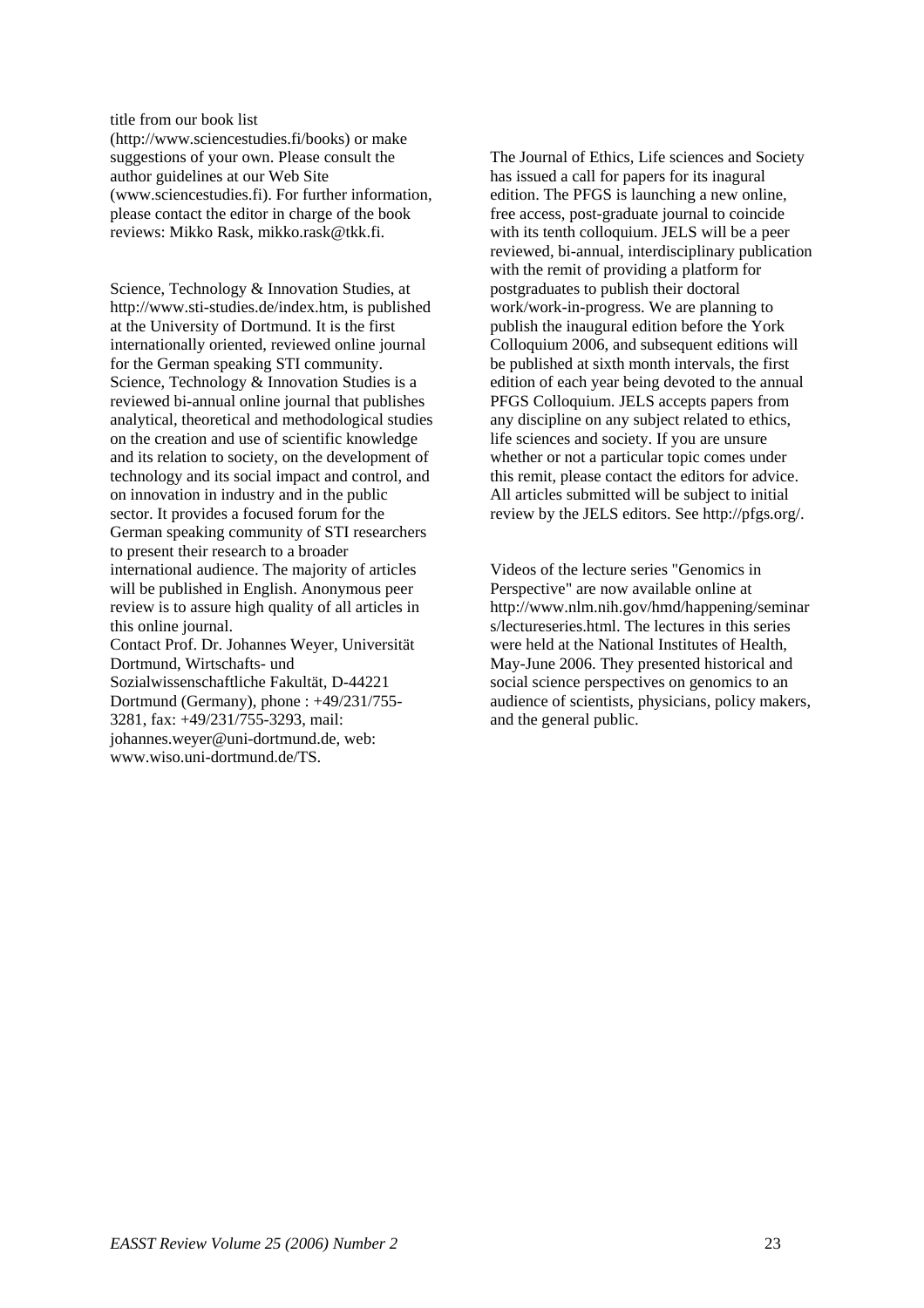title from our book list (http://www.sciencestudies.fi/books) or make suggestions of your own. Please consult the author guidelines at our Web Site (www.sciencestudies.fi). For further information, please contact the editor in charge of the book reviews: Mikko Rask, mikko.rask@tkk.fi.

Science, Technology & Innovation Studies, at http://www.sti-studies.de/index.htm, is published at the University of Dortmund. It is the first internationally oriented, reviewed online journal for the German speaking STI community. Science, Technology & Innovation Studies is a reviewed bi-annual online journal that publishes analytical, theoretical and methodological studies on the creation and use of scientific knowledge and its relation to society, on the development of technology and its social impact and control, and on innovation in industry and in the public sector. It provides a focused forum for the German speaking community of STI researchers to present their research to a broader international audience. The majority of articles will be published in English. Anonymous peer review is to assure high quality of all articles in this online journal.
Contact Prof. Dr. Johannes Weyer, Universität Dortmund, Wirtschafts- und Sozialwissenschaftliche Fakultät, D-44221 Dortmund (Germany), phone : +49/231/755-3281, fax: +49/231/755-3293, mail: johannes.weyer@uni-dortmund.de, web: www.wiso.uni-dortmund.de/TS.

The Journal of Ethics, Life sciences and Society has issued a call for papers for its inagural edition. The PFGS is launching a new online, free access, post-graduate journal to coincide with its tenth colloquium. JELS will be a peer reviewed, bi-annual, interdisciplinary publication with the remit of providing a platform for postgraduates to publish their doctoral work/work-in-progress. We are planning to publish the inaugural edition before the York Colloquium 2006, and subsequent editions will be published at sixth month intervals, the first edition of each year being devoted to the annual PFGS Colloquium. JELS accepts papers from any discipline on any subject related to ethics, life sciences and society. If you are unsure whether or not a particular topic comes under this remit, please contact the editors for advice. All articles submitted will be subject to initial review by the JELS editors. See http://pfgs.org/.

Videos of the lecture series "Genomics in Perspective" are now available online at http://www.nlm.nih.gov/hmd/happening/seminars/lectureseries.html. The lectures in this series were held at the National Institutes of Health, May-June 2006. They presented historical and social science perspectives on genomics to an audience of scientists, physicians, policy makers, and the general public.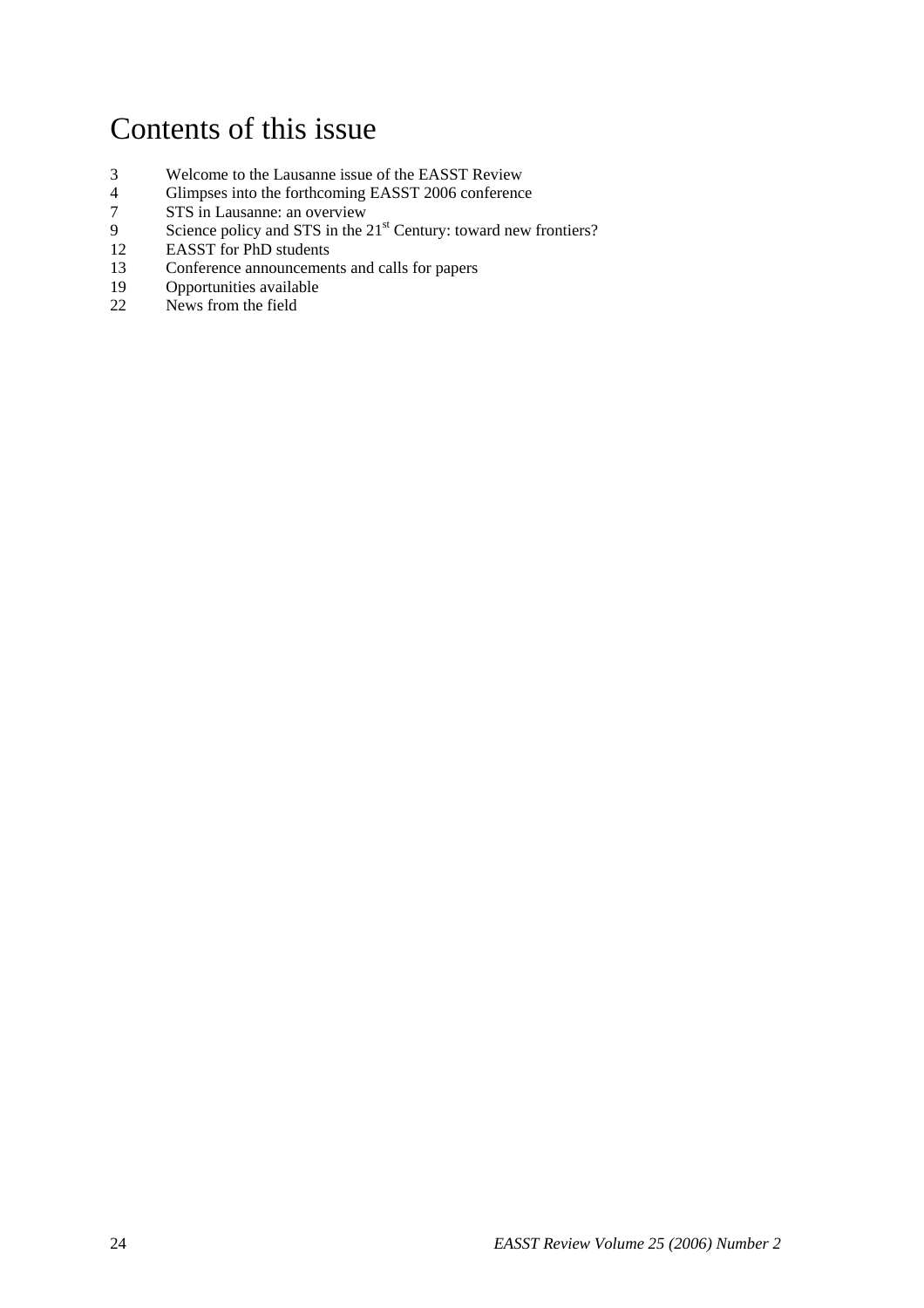# Contents of this issue

3 Welcome to the Lausanne issue of the EASST Review
4 Glimpses into the forthcoming EASST 2006 conference
7 STS in Lausanne: an overview
9 Science policy and STS in the 21st Century: toward new frontiers?
12 EASST for PhD students
13 Conference announcements and calls for papers
19 Opportunities available
22 News from the field